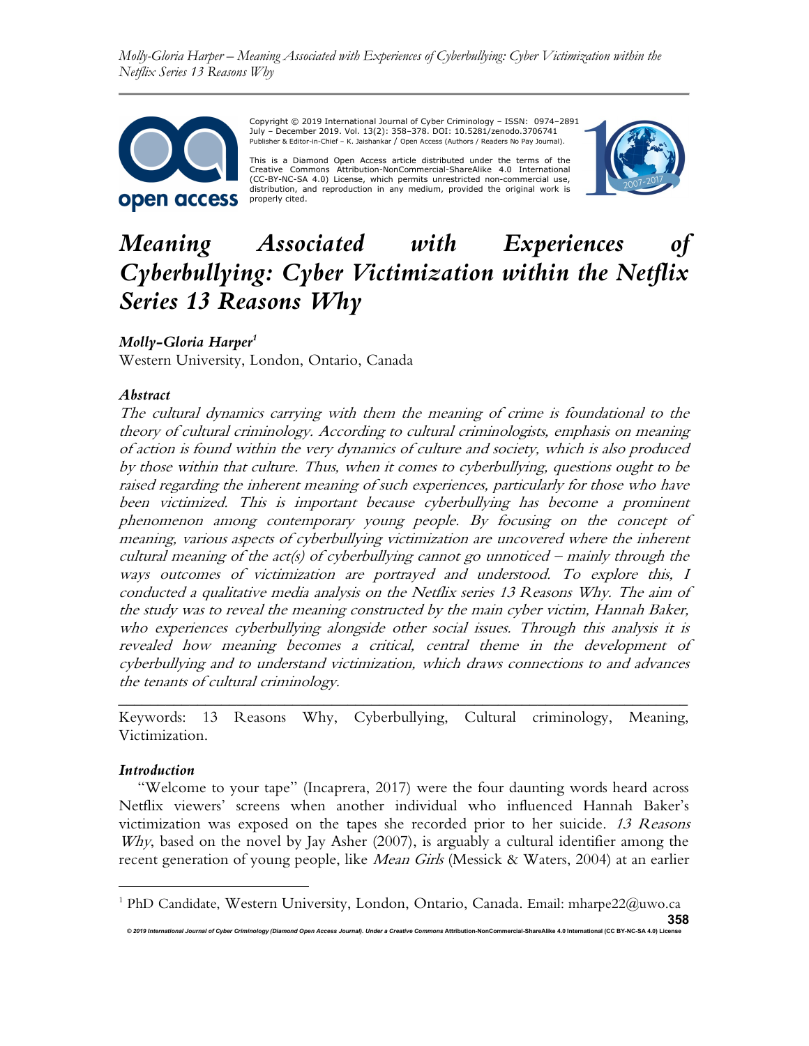Copyright © 2019 International Journal of Cyber Criminology – ISSN: 0974–2891 July – December 2019. Vol. 13(2): 358–378. DOI: 10.5281/zenodo.3706741
Publisher & Editor-in-Chief – K. Jaishankar / Open Access (Authors / Readers No Pay Journal).

This is a Diamond Open Access article distributed under the terms of the Creative Commons Attribution-NonCommercial-ShareAlike 4.0 International (CC-BY-NC-SA 4.0) License, which permits unrestricted non-commercial use, distribution, and reproduction in any medium, provided the original work is properly cited.

# *Meaning Associated with Experiences of Cyberbullying: Cyber Victimization within the Netflix Series 13 Reasons Why*

***Molly-Gloria Harper***[1]
Western University, London, Ontario, Canada

### *Abstract*

*The cultural dynamics carrying with them the meaning of crime is foundational to the theory of cultural criminology. According to cultural criminologists, emphasis on meaning of action is found within the very dynamics of culture and society, which is also produced by those within that culture. Thus, when it comes to cyberbullying, questions ought to be raised regarding the inherent meaning of such experiences, particularly for those who have been victimized. This is important because cyberbullying has become a prominent phenomenon among contemporary young people. By focusing on the concept of meaning, various aspects of cyberbullying victimization are uncovered where the inherent cultural meaning of the act(s) of cyberbullying cannot go unnoticed – mainly through the ways outcomes of victimization are portrayed and understood. To explore this, I conducted a qualitative media analysis on the Netflix series 13 Reasons Why. The aim of the study was to reveal the meaning constructed by the main cyber victim, Hannah Baker, who experiences cyberbullying alongside other social issues. Through this analysis it is revealed how meaning becomes a critical, central theme in the development of cyberbullying and to understand victimization, which draws connections to and advances the tenants of cultural criminology.*

---

Keywords: 13 Reasons Why, Cyberbullying, Cultural criminology, Meaning, Victimization.

### *Introduction*

"Welcome to your tape" (Incaprera, 2017) were the four daunting words heard across Netflix viewers' screens when another individual who influenced Hannah Baker's victimization was exposed on the tapes she recorded prior to her suicide. *13 Reasons Why*, based on the novel by Jay Asher (2007), is arguably a cultural identifier among the recent generation of young people, like *Mean Girls* (Messick & Waters, 2004) at an earlier

---

[1] PhD Candidate, Western University, London, Ontario, Canada. Email: mharpe22@uwo.ca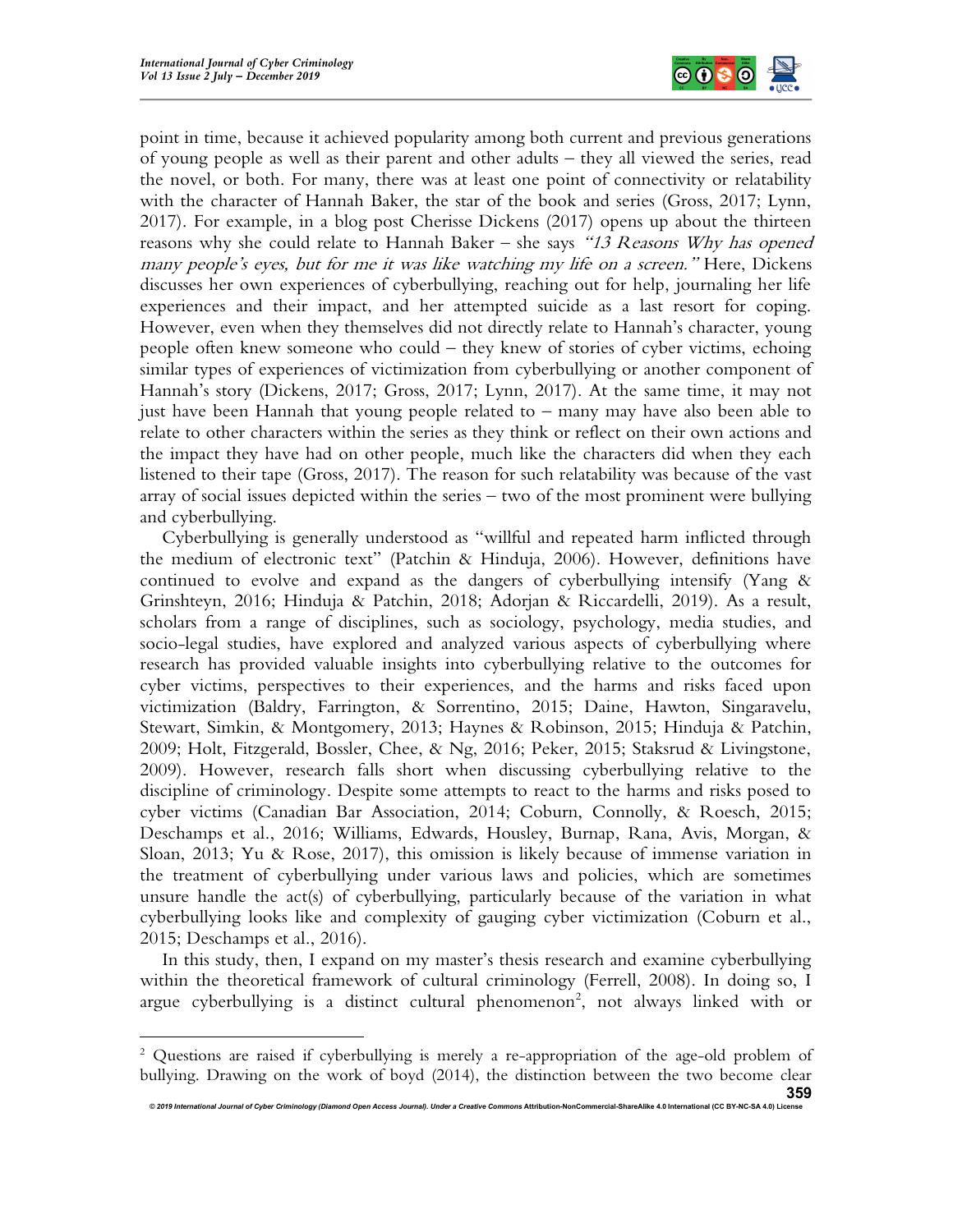point in time, because it achieved popularity among both current and previous generations of young people as well as their parent and other adults – they all viewed the series, read the novel, or both. For many, there was at least one point of connectivity or relatability with the character of Hannah Baker, the star of the book and series (Gross, 2017; Lynn, 2017). For example, in a blog post Cherisse Dickens (2017) opens up about the thirteen reasons why she could relate to Hannah Baker – she says *"13 Reasons Why has opened many people's eyes, but for me it was like watching my life on a screen."* Here, Dickens discusses her own experiences of cyberbullying, reaching out for help, journaling her life experiences and their impact, and her attempted suicide as a last resort for coping. However, even when they themselves did not directly relate to Hannah's character, young people often knew someone who could – they knew of stories of cyber victims, echoing similar types of experiences of victimization from cyberbullying or another component of Hannah's story (Dickens, 2017; Gross, 2017; Lynn, 2017). At the same time, it may not just have been Hannah that young people related to – many may have also been able to relate to other characters within the series as they think or reflect on their own actions and the impact they have had on other people, much like the characters did when they each listened to their tape (Gross, 2017). The reason for such relatability was because of the vast array of social issues depicted within the series – two of the most prominent were bullying and cyberbullying.

Cyberbullying is generally understood as "willful and repeated harm inflicted through the medium of electronic text" (Patchin & Hinduja, 2006). However, definitions have continued to evolve and expand as the dangers of cyberbullying intensify (Yang & Grinshteyn, 2016; Hinduja & Patchin, 2018; Adorjan & Riccardelli, 2019). As a result, scholars from a range of disciplines, such as sociology, psychology, media studies, and socio-legal studies, have explored and analyzed various aspects of cyberbullying where research has provided valuable insights into cyberbullying relative to the outcomes for cyber victims, perspectives to their experiences, and the harms and risks faced upon victimization (Baldry, Farrington, & Sorrentino, 2015; Daine, Hawton, Singaravelu, Stewart, Simkin, & Montgomery, 2013; Haynes & Robinson, 2015; Hinduja & Patchin, 2009; Holt, Fitzgerald, Bossler, Chee, & Ng, 2016; Peker, 2015; Staksrud & Livingstone, 2009). However, research falls short when discussing cyberbullying relative to the discipline of criminology. Despite some attempts to react to the harms and risks posed to cyber victims (Canadian Bar Association, 2014; Coburn, Connolly, & Roesch, 2015; Deschamps et al., 2016; Williams, Edwards, Housley, Burnap, Rana, Avis, Morgan, & Sloan, 2013; Yu & Rose, 2017), this omission is likely because of immense variation in the treatment of cyberbullying under various laws and policies, which are sometimes unsure handle the act(s) of cyberbullying, particularly because of the variation in what cyberbullying looks like and complexity of gauging cyber victimization (Coburn et al., 2015; Deschamps et al., 2016).

In this study, then, I expand on my master's thesis research and examine cyberbullying within the theoretical framework of cultural criminology (Ferrell, 2008). In doing so, I argue cyberbullying is a distinct cultural phenomenon[2], not always linked with or

---

[2] Questions are raised if cyberbullying is merely a re-appropriation of the age-old problem of bullying. Drawing on the work of boyd (2014), the distinction between the two become clear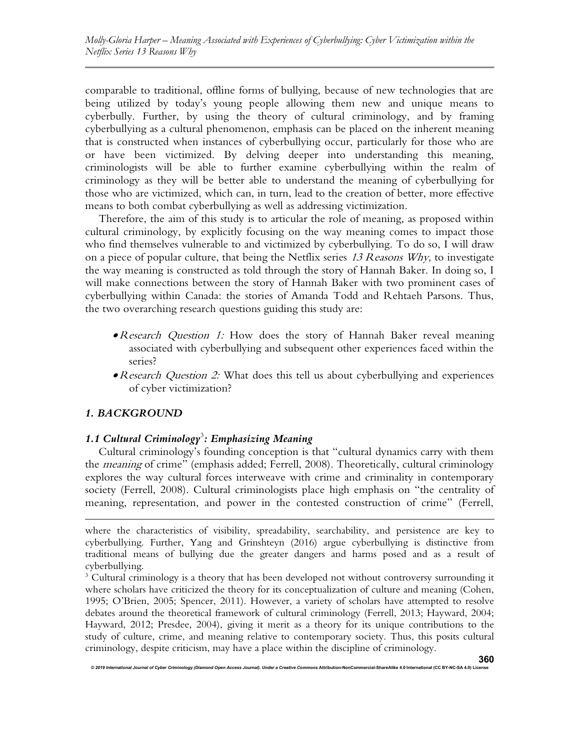comparable to traditional, offline forms of bullying, because of new technologies that are being utilized by today's young people allowing them new and unique means to cyberbully. Further, by using the theory of cultural criminology, and by framing cyberbullying as a cultural phenomenon, emphasis can be placed on the inherent meaning that is constructed when instances of cyberbullying occur, particularly for those who are or have been victimized. By delving deeper into understanding this meaning, criminologists will be able to further examine cyberbullying within the realm of criminology as they will be better able to understand the meaning of cyberbullying for those who are victimized, which can, in turn, lead to the creation of better, more effective means to both combat cyberbullying as well as addressing victimization.

Therefore, the aim of this study is to articular the role of meaning, as proposed within cultural criminology, by explicitly focusing on the way meaning comes to impact those who find themselves vulnerable to and victimized by cyberbullying. To do so, I will draw on a piece of popular culture, that being the Netflix series *13 Reasons Why,* to investigate the way meaning is constructed as told through the story of Hannah Baker. In doing so, I will make connections between the story of Hannah Baker with two prominent cases of cyberbullying within Canada: the stories of Amanda Todd and Rehtaeh Parsons. Thus, the two overarching research questions guiding this study are:

- *Research Question 1:* How does the story of Hannah Baker reveal meaning associated with cyberbullying and subsequent other experiences faced within the series?
- *Research Question 2:* What does this tell us about cyberbullying and experiences of cyber victimization?

## *1. BACKGROUND*

### *1.1 Cultural Criminology*[3]*: Emphasizing Meaning*

Cultural criminology's founding conception is that "cultural dynamics carry with them the *meaning* of crime" (emphasis added; Ferrell, 2008). Theoretically, cultural criminology explores the way cultural forces interweave with crime and criminality in contemporary society (Ferrell, 2008). Cultural criminologists place high emphasis on "the centrality of meaning, representation, and power in the contested construction of crime" (Ferrell,

---

where the characteristics of visibility, spreadability, searchability, and persistence are key to cyberbullying. Further, Yang and Grinshteyn (2016) argue cyberbullying is distinctive from traditional means of bullying due the greater dangers and harms posed and as a result of cyberbullying.

[3] Cultural criminology is a theory that has been developed not without controversy surrounding it where scholars have criticized the theory for its conceptualization of culture and meaning (Cohen, 1995; O'Brien, 2005; Spencer, 2011). However, a variety of scholars have attempted to resolve debates around the theoretical framework of cultural criminology (Ferrell, 2013; Hayward, 2004; Hayward, 2012; Presdee, 2004), giving it merit as a theory for its unique contributions to the study of culture, crime, and meaning relative to contemporary society. Thus, this posits cultural criminology, despite criticism, may have a place within the discipline of criminology.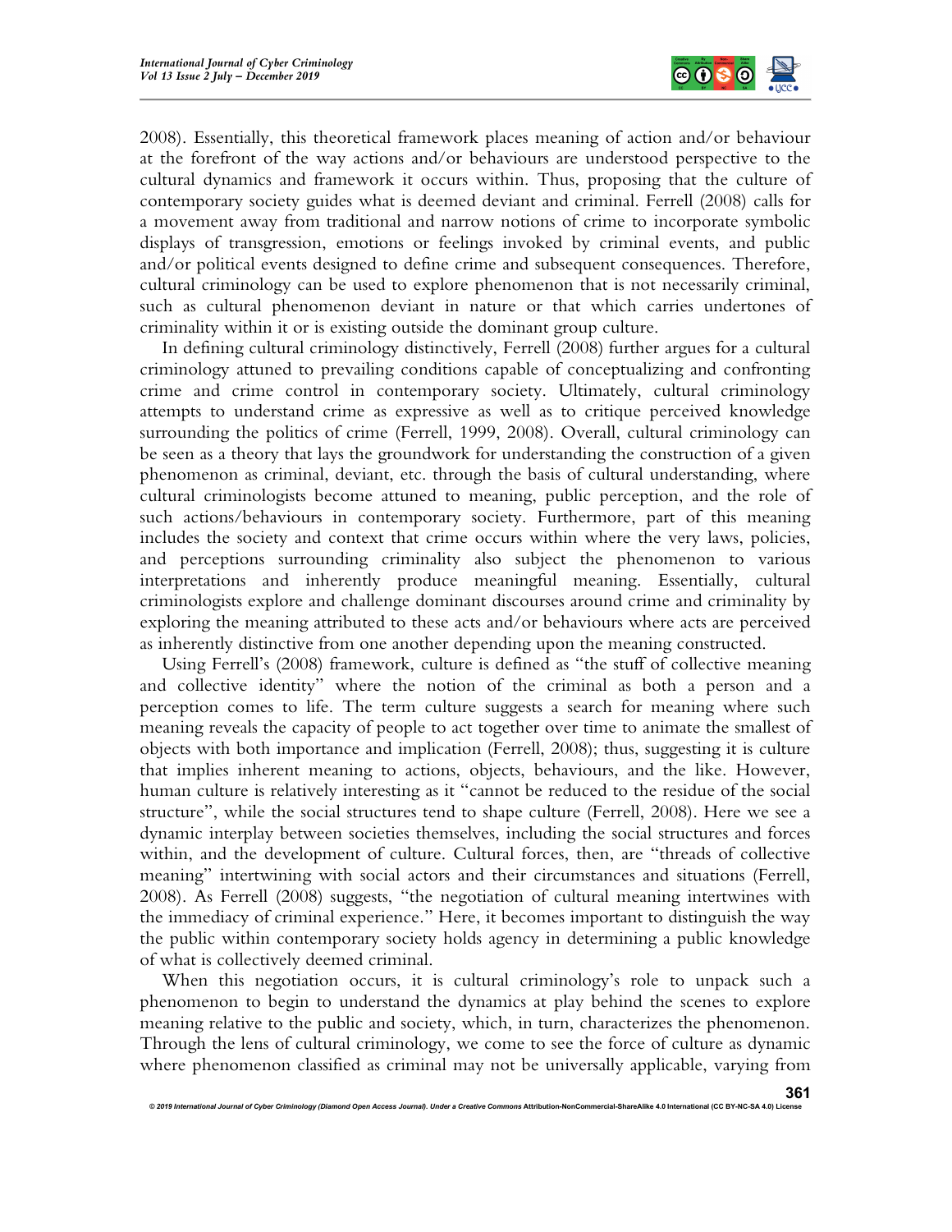2008). Essentially, this theoretical framework places meaning of action and/or behaviour at the forefront of the way actions and/or behaviours are understood perspective to the cultural dynamics and framework it occurs within. Thus, proposing that the culture of contemporary society guides what is deemed deviant and criminal. Ferrell (2008) calls for a movement away from traditional and narrow notions of crime to incorporate symbolic displays of transgression, emotions or feelings invoked by criminal events, and public and/or political events designed to define crime and subsequent consequences. Therefore, cultural criminology can be used to explore phenomenon that is not necessarily criminal, such as cultural phenomenon deviant in nature or that which carries undertones of criminality within it or is existing outside the dominant group culture.

In defining cultural criminology distinctively, Ferrell (2008) further argues for a cultural criminology attuned to prevailing conditions capable of conceptualizing and confronting crime and crime control in contemporary society. Ultimately, cultural criminology attempts to understand crime as expressive as well as to critique perceived knowledge surrounding the politics of crime (Ferrell, 1999, 2008). Overall, cultural criminology can be seen as a theory that lays the groundwork for understanding the construction of a given phenomenon as criminal, deviant, etc. through the basis of cultural understanding, where cultural criminologists become attuned to meaning, public perception, and the role of such actions/behaviours in contemporary society. Furthermore, part of this meaning includes the society and context that crime occurs within where the very laws, policies, and perceptions surrounding criminality also subject the phenomenon to various interpretations and inherently produce meaningful meaning. Essentially, cultural criminologists explore and challenge dominant discourses around crime and criminality by exploring the meaning attributed to these acts and/or behaviours where acts are perceived as inherently distinctive from one another depending upon the meaning constructed.

Using Ferrell's (2008) framework, culture is defined as "the stuff of collective meaning and collective identity" where the notion of the criminal as both a person and a perception comes to life. The term culture suggests a search for meaning where such meaning reveals the capacity of people to act together over time to animate the smallest of objects with both importance and implication (Ferrell, 2008); thus, suggesting it is culture that implies inherent meaning to actions, objects, behaviours, and the like. However, human culture is relatively interesting as it "cannot be reduced to the residue of the social structure", while the social structures tend to shape culture (Ferrell, 2008). Here we see a dynamic interplay between societies themselves, including the social structures and forces within, and the development of culture. Cultural forces, then, are "threads of collective meaning" intertwining with social actors and their circumstances and situations (Ferrell, 2008). As Ferrell (2008) suggests, "the negotiation of cultural meaning intertwines with the immediacy of criminal experience." Here, it becomes important to distinguish the way the public within contemporary society holds agency in determining a public knowledge of what is collectively deemed criminal.

When this negotiation occurs, it is cultural criminology's role to unpack such a phenomenon to begin to understand the dynamics at play behind the scenes to explore meaning relative to the public and society, which, in turn, characterizes the phenomenon. Through the lens of cultural criminology, we come to see the force of culture as dynamic where phenomenon classified as criminal may not be universally applicable, varying from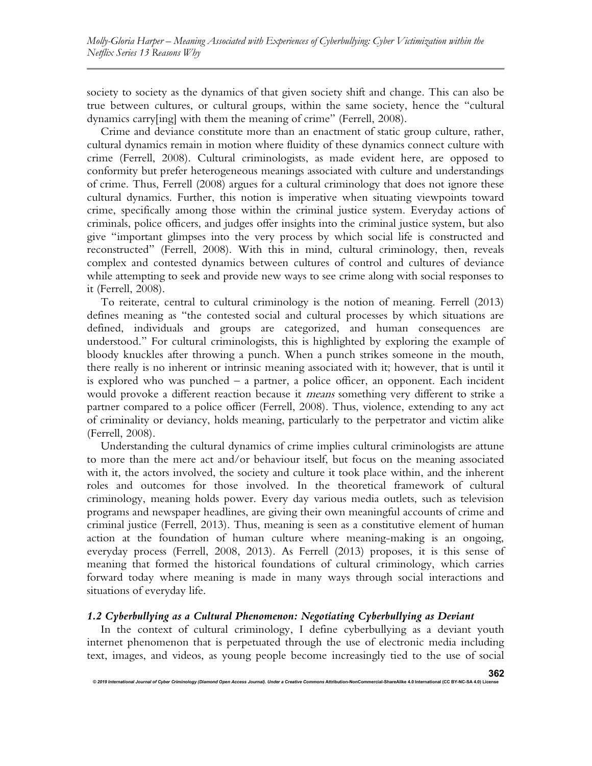society to society as the dynamics of that given society shift and change. This can also be true between cultures, or cultural groups, within the same society, hence the "cultural dynamics carry[ing] with them the meaning of crime" (Ferrell, 2008).

Crime and deviance constitute more than an enactment of static group culture, rather, cultural dynamics remain in motion where fluidity of these dynamics connect culture with crime (Ferrell, 2008). Cultural criminologists, as made evident here, are opposed to conformity but prefer heterogeneous meanings associated with culture and understandings of crime. Thus, Ferrell (2008) argues for a cultural criminology that does not ignore these cultural dynamics. Further, this notion is imperative when situating viewpoints toward crime, specifically among those within the criminal justice system. Everyday actions of criminals, police officers, and judges offer insights into the criminal justice system, but also give "important glimpses into the very process by which social life is constructed and reconstructed" (Ferrell, 2008). With this in mind, cultural criminology, then, reveals complex and contested dynamics between cultures of control and cultures of deviance while attempting to seek and provide new ways to see crime along with social responses to it (Ferrell, 2008).

To reiterate, central to cultural criminology is the notion of meaning. Ferrell (2013) defines meaning as "the contested social and cultural processes by which situations are defined, individuals and groups are categorized, and human consequences are understood." For cultural criminologists, this is highlighted by exploring the example of bloody knuckles after throwing a punch. When a punch strikes someone in the mouth, there really is no inherent or intrinsic meaning associated with it; however, that is until it is explored who was punched – a partner, a police officer, an opponent. Each incident would provoke a different reaction because it *means* something very different to strike a partner compared to a police officer (Ferrell, 2008). Thus, violence, extending to any act of criminality or deviancy, holds meaning, particularly to the perpetrator and victim alike (Ferrell, 2008).

Understanding the cultural dynamics of crime implies cultural criminologists are attune to more than the mere act and/or behaviour itself, but focus on the meaning associated with it, the actors involved, the society and culture it took place within, and the inherent roles and outcomes for those involved. In the theoretical framework of cultural criminology, meaning holds power. Every day various media outlets, such as television programs and newspaper headlines, are giving their own meaningful accounts of crime and criminal justice (Ferrell, 2013). Thus, meaning is seen as a constitutive element of human action at the foundation of human culture where meaning-making is an ongoing, everyday process (Ferrell, 2008, 2013). As Ferrell (2013) proposes, it is this sense of meaning that formed the historical foundations of cultural criminology, which carries forward today where meaning is made in many ways through social interactions and situations of everyday life.

### *1.2 Cyberbullying as a Cultural Phenomenon: Negotiating Cyberbullying as Deviant*

In the context of cultural criminology, I define cyberbullying as a deviant youth internet phenomenon that is perpetuated through the use of electronic media including text, images, and videos, as young people become increasingly tied to the use of social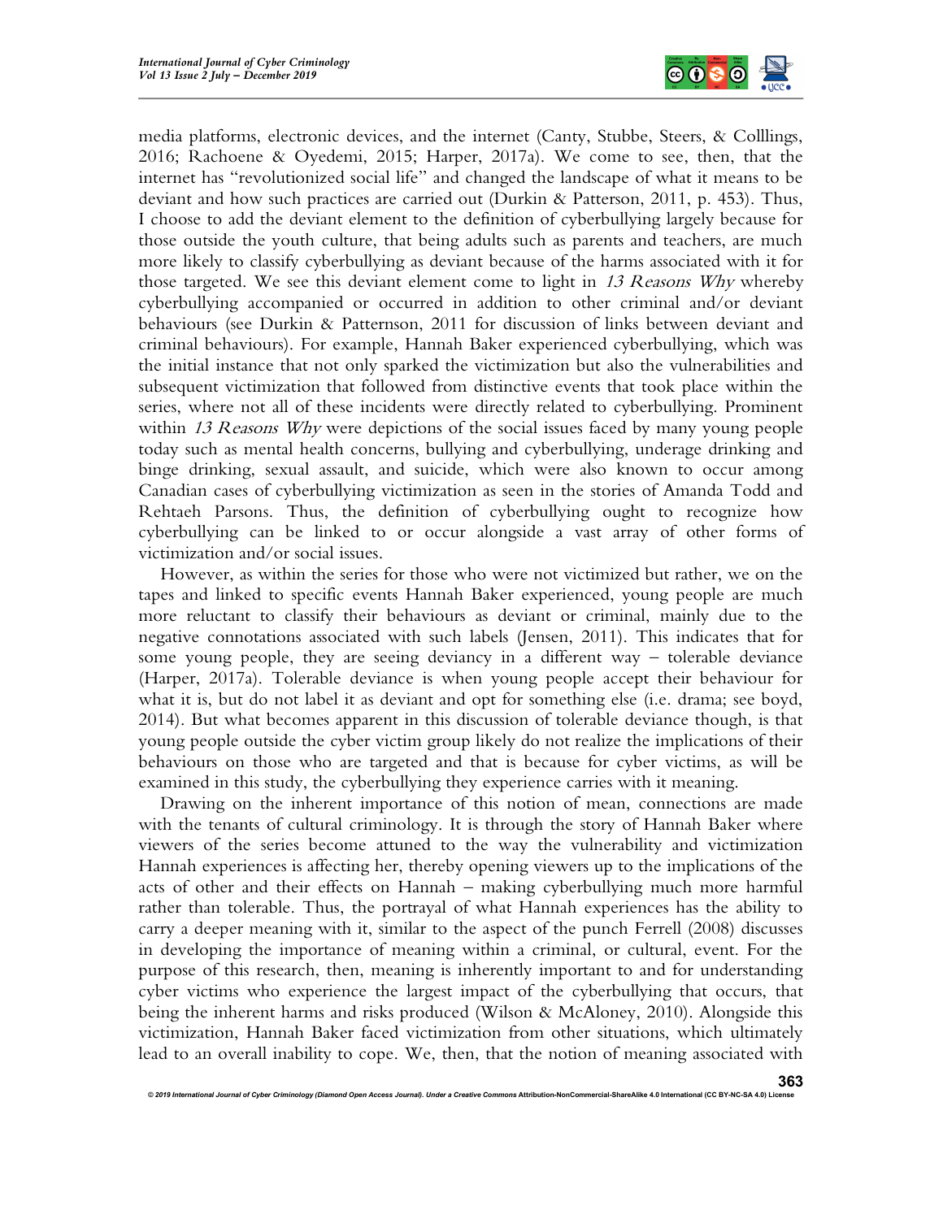media platforms, electronic devices, and the internet (Canty, Stubbe, Steers, & Colllings, 2016; Rachoene & Oyedemi, 2015; Harper, 2017a). We come to see, then, that the internet has "revolutionized social life" and changed the landscape of what it means to be deviant and how such practices are carried out (Durkin & Patterson, 2011, p. 453). Thus, I choose to add the deviant element to the definition of cyberbullying largely because for those outside the youth culture, that being adults such as parents and teachers, are much more likely to classify cyberbullying as deviant because of the harms associated with it for those targeted. We see this deviant element come to light in *13 Reasons Why* whereby cyberbullying accompanied or occurred in addition to other criminal and/or deviant behaviours (see Durkin & Patternson, 2011 for discussion of links between deviant and criminal behaviours). For example, Hannah Baker experienced cyberbullying, which was the initial instance that not only sparked the victimization but also the vulnerabilities and subsequent victimization that followed from distinctive events that took place within the series, where not all of these incidents were directly related to cyberbullying. Prominent within *13 Reasons Why* were depictions of the social issues faced by many young people today such as mental health concerns, bullying and cyberbullying, underage drinking and binge drinking, sexual assault, and suicide, which were also known to occur among Canadian cases of cyberbullying victimization as seen in the stories of Amanda Todd and Rehtaeh Parsons. Thus, the definition of cyberbullying ought to recognize how cyberbullying can be linked to or occur alongside a vast array of other forms of victimization and/or social issues.

However, as within the series for those who were not victimized but rather, we on the tapes and linked to specific events Hannah Baker experienced, young people are much more reluctant to classify their behaviours as deviant or criminal, mainly due to the negative connotations associated with such labels (Jensen, 2011). This indicates that for some young people, they are seeing deviancy in a different way – tolerable deviance (Harper, 2017a). Tolerable deviance is when young people accept their behaviour for what it is, but do not label it as deviant and opt for something else (i.e. drama; see boyd, 2014). But what becomes apparent in this discussion of tolerable deviance though, is that young people outside the cyber victim group likely do not realize the implications of their behaviours on those who are targeted and that is because for cyber victims, as will be examined in this study, the cyberbullying they experience carries with it meaning.

Drawing on the inherent importance of this notion of mean, connections are made with the tenants of cultural criminology. It is through the story of Hannah Baker where viewers of the series become attuned to the way the vulnerability and victimization Hannah experiences is affecting her, thereby opening viewers up to the implications of the acts of other and their effects on Hannah – making cyberbullying much more harmful rather than tolerable. Thus, the portrayal of what Hannah experiences has the ability to carry a deeper meaning with it, similar to the aspect of the punch Ferrell (2008) discusses in developing the importance of meaning within a criminal, or cultural, event. For the purpose of this research, then, meaning is inherently important to and for understanding cyber victims who experience the largest impact of the cyberbullying that occurs, that being the inherent harms and risks produced (Wilson & McAloney, 2010). Alongside this victimization, Hannah Baker faced victimization from other situations, which ultimately lead to an overall inability to cope. We, then, that the notion of meaning associated with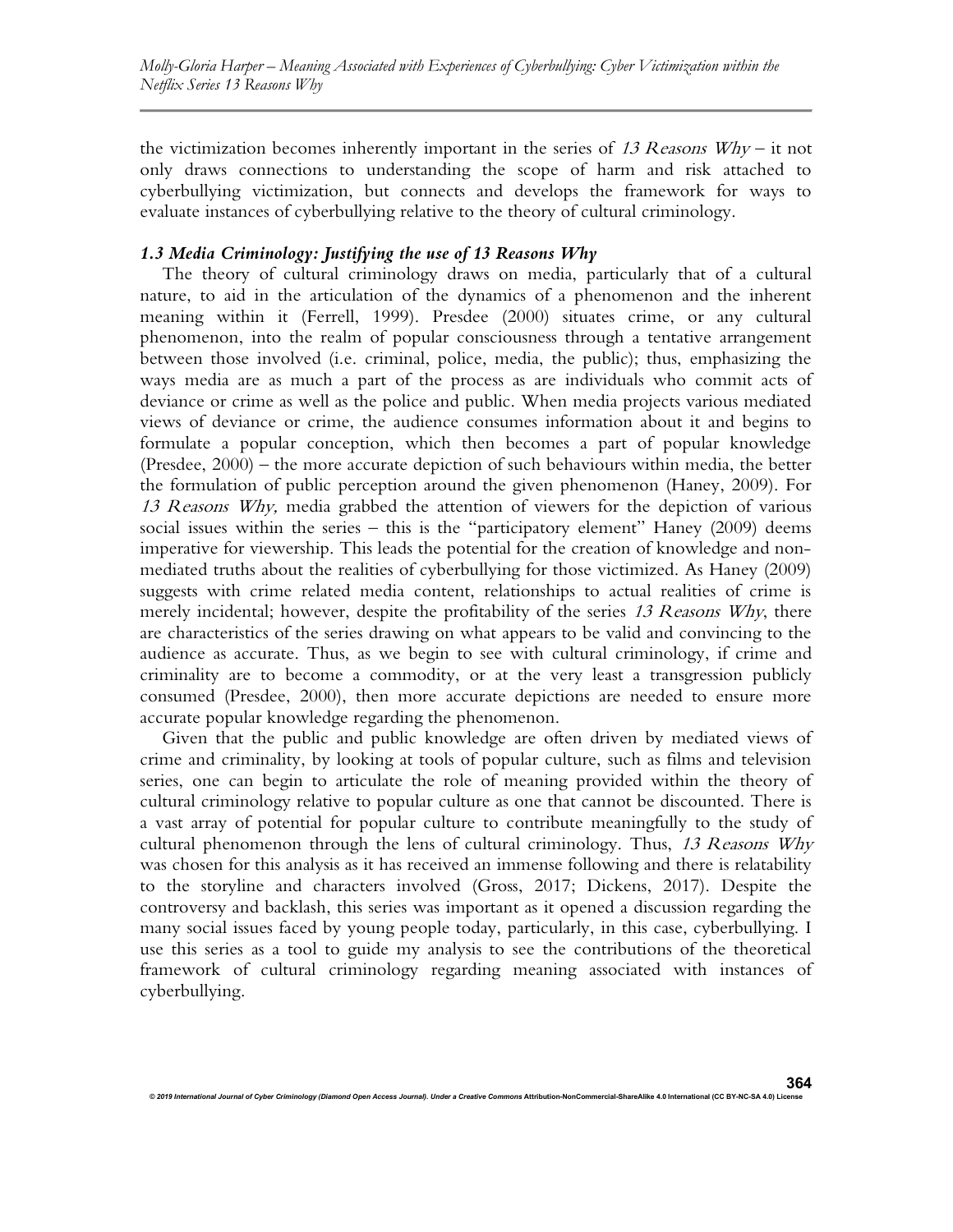the victimization becomes inherently important in the series of *13 Reasons Why* – it not only draws connections to understanding the scope of harm and risk attached to cyberbullying victimization, but connects and develops the framework for ways to evaluate instances of cyberbullying relative to the theory of cultural criminology.

### *1.3 Media Criminology: Justifying the use of 13 Reasons Why*

The theory of cultural criminology draws on media, particularly that of a cultural nature, to aid in the articulation of the dynamics of a phenomenon and the inherent meaning within it (Ferrell, 1999). Presdee (2000) situates crime, or any cultural phenomenon, into the realm of popular consciousness through a tentative arrangement between those involved (i.e. criminal, police, media, the public); thus, emphasizing the ways media are as much a part of the process as are individuals who commit acts of deviance or crime as well as the police and public. When media projects various mediated views of deviance or crime, the audience consumes information about it and begins to formulate a popular conception, which then becomes a part of popular knowledge (Presdee, 2000) – the more accurate depiction of such behaviours within media, the better the formulation of public perception around the given phenomenon (Haney, 2009). For *13 Reasons Why,* media grabbed the attention of viewers for the depiction of various social issues within the series – this is the "participatory element" Haney (2009) deems imperative for viewership. This leads the potential for the creation of knowledge and non-mediated truths about the realities of cyberbullying for those victimized. As Haney (2009) suggests with crime related media content, relationships to actual realities of crime is merely incidental; however, despite the profitability of the series *13 Reasons Why*, there are characteristics of the series drawing on what appears to be valid and convincing to the audience as accurate. Thus, as we begin to see with cultural criminology, if crime and criminality are to become a commodity, or at the very least a transgression publicly consumed (Presdee, 2000), then more accurate depictions are needed to ensure more accurate popular knowledge regarding the phenomenon.

Given that the public and public knowledge are often driven by mediated views of crime and criminality, by looking at tools of popular culture, such as films and television series, one can begin to articulate the role of meaning provided within the theory of cultural criminology relative to popular culture as one that cannot be discounted. There is a vast array of potential for popular culture to contribute meaningfully to the study of cultural phenomenon through the lens of cultural criminology. Thus, *13 Reasons Why* was chosen for this analysis as it has received an immense following and there is relatability to the storyline and characters involved (Gross, 2017; Dickens, 2017). Despite the controversy and backlash, this series was important as it opened a discussion regarding the many social issues faced by young people today, particularly, in this case, cyberbullying. I use this series as a tool to guide my analysis to see the contributions of the theoretical framework of cultural criminology regarding meaning associated with instances of cyberbullying.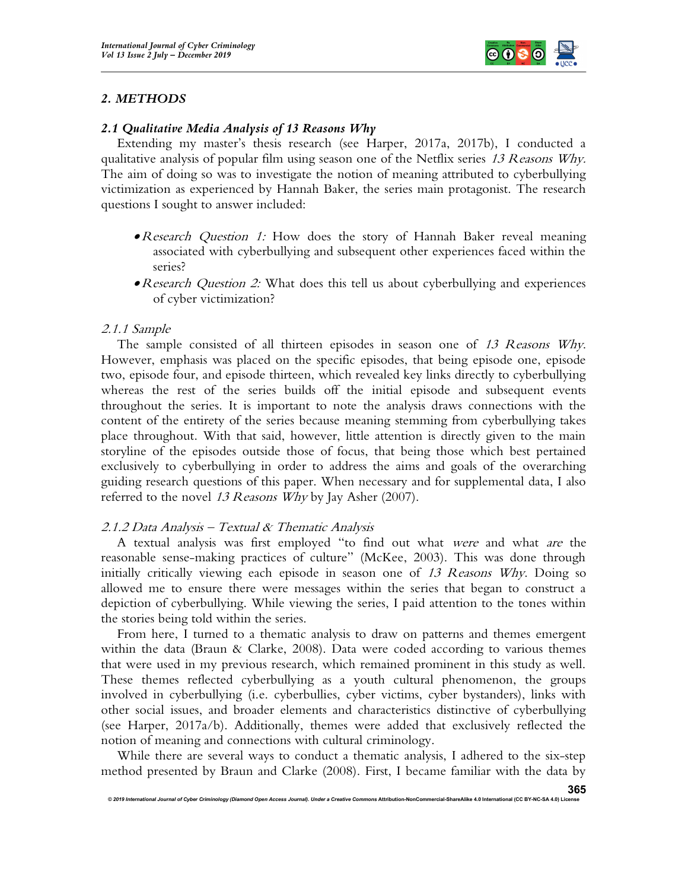## *2. METHODS*

### *2.1 Qualitative Media Analysis of 13 Reasons Why*

Extending my master's thesis research (see Harper, 2017a, 2017b), I conducted a qualitative analysis of popular film using season one of the Netflix series *13 Reasons Why.* The aim of doing so was to investigate the notion of meaning attributed to cyberbullying victimization as experienced by Hannah Baker, the series main protagonist. The research questions I sought to answer included:

- *Research Question 1:* How does the story of Hannah Baker reveal meaning associated with cyberbullying and subsequent other experiences faced within the series?
- *Research Question 2:* What does this tell us about cyberbullying and experiences of cyber victimization?

#### *2.1.1 Sample*

The sample consisted of all thirteen episodes in season one of *13 Reasons Why.* However, emphasis was placed on the specific episodes, that being episode one, episode two, episode four, and episode thirteen, which revealed key links directly to cyberbullying whereas the rest of the series builds off the initial episode and subsequent events throughout the series. It is important to note the analysis draws connections with the content of the entirety of the series because meaning stemming from cyberbullying takes place throughout. With that said, however, little attention is directly given to the main storyline of the episodes outside those of focus, that being those which best pertained exclusively to cyberbullying in order to address the aims and goals of the overarching guiding research questions of this paper. When necessary and for supplemental data, I also referred to the novel *13 Reasons Why* by Jay Asher (2007).

#### *2.1.2 Data Analysis – Textual & Thematic Analysis*

A textual analysis was first employed "to find out what *were* and what *are* the reasonable sense-making practices of culture" (McKee, 2003). This was done through initially critically viewing each episode in season one of *13 Reasons Why.* Doing so allowed me to ensure there were messages within the series that began to construct a depiction of cyberbullying. While viewing the series, I paid attention to the tones within the stories being told within the series.

From here, I turned to a thematic analysis to draw on patterns and themes emergent within the data (Braun & Clarke, 2008). Data were coded according to various themes that were used in my previous research, which remained prominent in this study as well. These themes reflected cyberbullying as a youth cultural phenomenon, the groups involved in cyberbullying (i.e. cyberbullies, cyber victims, cyber bystanders), links with other social issues, and broader elements and characteristics distinctive of cyberbullying (see Harper, 2017a/b). Additionally, themes were added that exclusively reflected the notion of meaning and connections with cultural criminology.

While there are several ways to conduct a thematic analysis, I adhered to the six-step method presented by Braun and Clarke (2008). First, I became familiar with the data by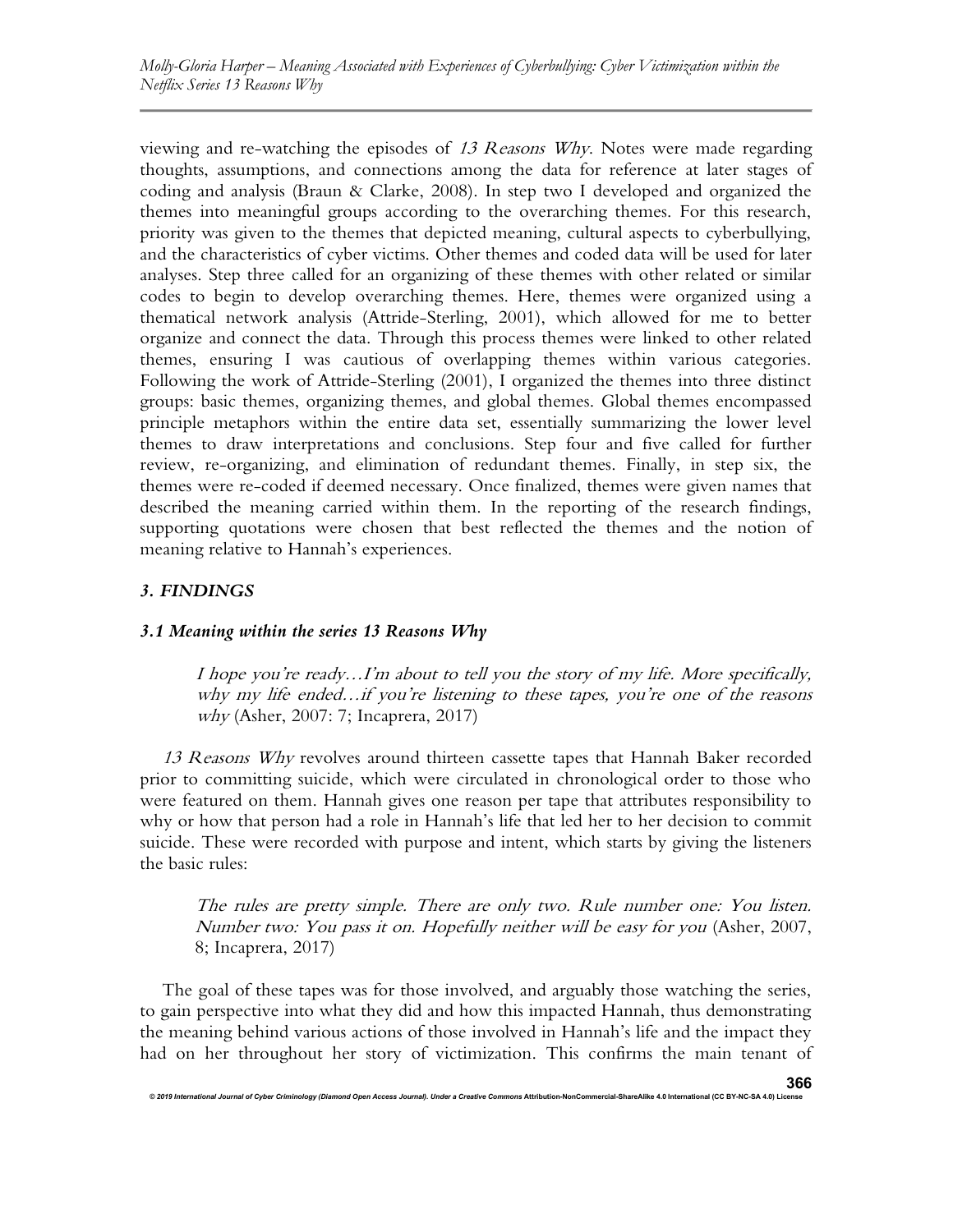viewing and re-watching the episodes of *13 Reasons Why*. Notes were made regarding thoughts, assumptions, and connections among the data for reference at later stages of coding and analysis (Braun & Clarke, 2008). In step two I developed and organized the themes into meaningful groups according to the overarching themes. For this research, priority was given to the themes that depicted meaning, cultural aspects to cyberbullying, and the characteristics of cyber victims. Other themes and coded data will be used for later analyses. Step three called for an organizing of these themes with other related or similar codes to begin to develop overarching themes. Here, themes were organized using a thematical network analysis (Attride-Sterling, 2001), which allowed for me to better organize and connect the data. Through this process themes were linked to other related themes, ensuring I was cautious of overlapping themes within various categories. Following the work of Attride-Sterling (2001), I organized the themes into three distinct groups: basic themes, organizing themes, and global themes. Global themes encompassed principle metaphors within the entire data set, essentially summarizing the lower level themes to draw interpretations and conclusions. Step four and five called for further review, re-organizing, and elimination of redundant themes. Finally, in step six, the themes were re-coded if deemed necessary. Once finalized, themes were given names that described the meaning carried within them. In the reporting of the research findings, supporting quotations were chosen that best reflected the themes and the notion of meaning relative to Hannah's experiences.

## *3. FINDINGS*

### *3.1 Meaning within the series 13 Reasons Why*

> *I hope you're ready…I'm about to tell you the story of my life. More specifically, why my life ended…if you're listening to these tapes, you're one of the reasons why* (Asher, 2007: 7; Incaprera, 2017)

*13 Reasons Why* revolves around thirteen cassette tapes that Hannah Baker recorded prior to committing suicide, which were circulated in chronological order to those who were featured on them. Hannah gives one reason per tape that attributes responsibility to why or how that person had a role in Hannah's life that led her to her decision to commit suicide. These were recorded with purpose and intent, which starts by giving the listeners the basic rules:

> *The rules are pretty simple. There are only two. Rule number one: You listen. Number two: You pass it on. Hopefully neither will be easy for you* (Asher, 2007, 8; Incaprera, 2017)

The goal of these tapes was for those involved, and arguably those watching the series, to gain perspective into what they did and how this impacted Hannah, thus demonstrating the meaning behind various actions of those involved in Hannah's life and the impact they had on her throughout her story of victimization. This confirms the main tenant of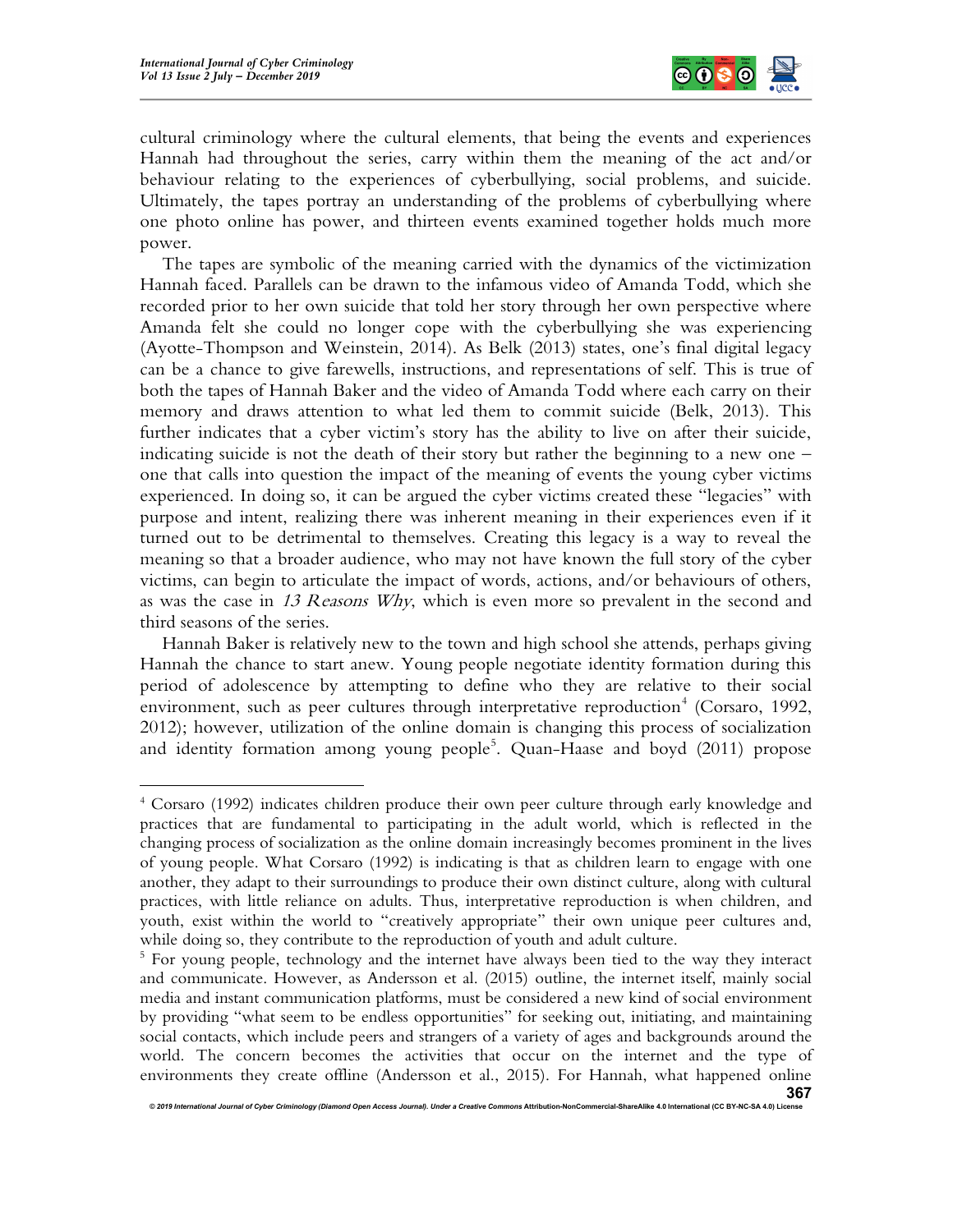cultural criminology where the cultural elements, that being the events and experiences Hannah had throughout the series, carry within them the meaning of the act and/or behaviour relating to the experiences of cyberbullying, social problems, and suicide. Ultimately, the tapes portray an understanding of the problems of cyberbullying where one photo online has power, and thirteen events examined together holds much more power.

The tapes are symbolic of the meaning carried with the dynamics of the victimization Hannah faced. Parallels can be drawn to the infamous video of Amanda Todd, which she recorded prior to her own suicide that told her story through her own perspective where Amanda felt she could no longer cope with the cyberbullying she was experiencing (Ayotte-Thompson and Weinstein, 2014). As Belk (2013) states, one's final digital legacy can be a chance to give farewells, instructions, and representations of self. This is true of both the tapes of Hannah Baker and the video of Amanda Todd where each carry on their memory and draws attention to what led them to commit suicide (Belk, 2013). This further indicates that a cyber victim's story has the ability to live on after their suicide, indicating suicide is not the death of their story but rather the beginning to a new one – one that calls into question the impact of the meaning of events the young cyber victims experienced. In doing so, it can be argued the cyber victims created these "legacies" with purpose and intent, realizing there was inherent meaning in their experiences even if it turned out to be detrimental to themselves. Creating this legacy is a way to reveal the meaning so that a broader audience, who may not have known the full story of the cyber victims, can begin to articulate the impact of words, actions, and/or behaviours of others, as was the case in *13 Reasons Why*, which is even more so prevalent in the second and third seasons of the series.

Hannah Baker is relatively new to the town and high school she attends, perhaps giving Hannah the chance to start anew. Young people negotiate identity formation during this period of adolescence by attempting to define who they are relative to their social environment, such as peer cultures through interpretative reproduction[4] (Corsaro, 1992, 2012); however, utilization of the online domain is changing this process of socialization and identity formation among young people[5]. Quan-Haase and boyd (2011) propose

---

[4] Corsaro (1992) indicates children produce their own peer culture through early knowledge and practices that are fundamental to participating in the adult world, which is reflected in the changing process of socialization as the online domain increasingly becomes prominent in the lives of young people. What Corsaro (1992) is indicating is that as children learn to engage with one another, they adapt to their surroundings to produce their own distinct culture, along with cultural practices, with little reliance on adults. Thus, interpretative reproduction is when children, and youth, exist within the world to "creatively appropriate" their own unique peer cultures and, while doing so, they contribute to the reproduction of youth and adult culture.

[5] For young people, technology and the internet have always been tied to the way they interact and communicate. However, as Andersson et al. (2015) outline, the internet itself, mainly social media and instant communication platforms, must be considered a new kind of social environment by providing "what seem to be endless opportunities" for seeking out, initiating, and maintaining social contacts, which include peers and strangers of a variety of ages and backgrounds around the world. The concern becomes the activities that occur on the internet and the type of environments they create offline (Andersson et al., 2015). For Hannah, what happened online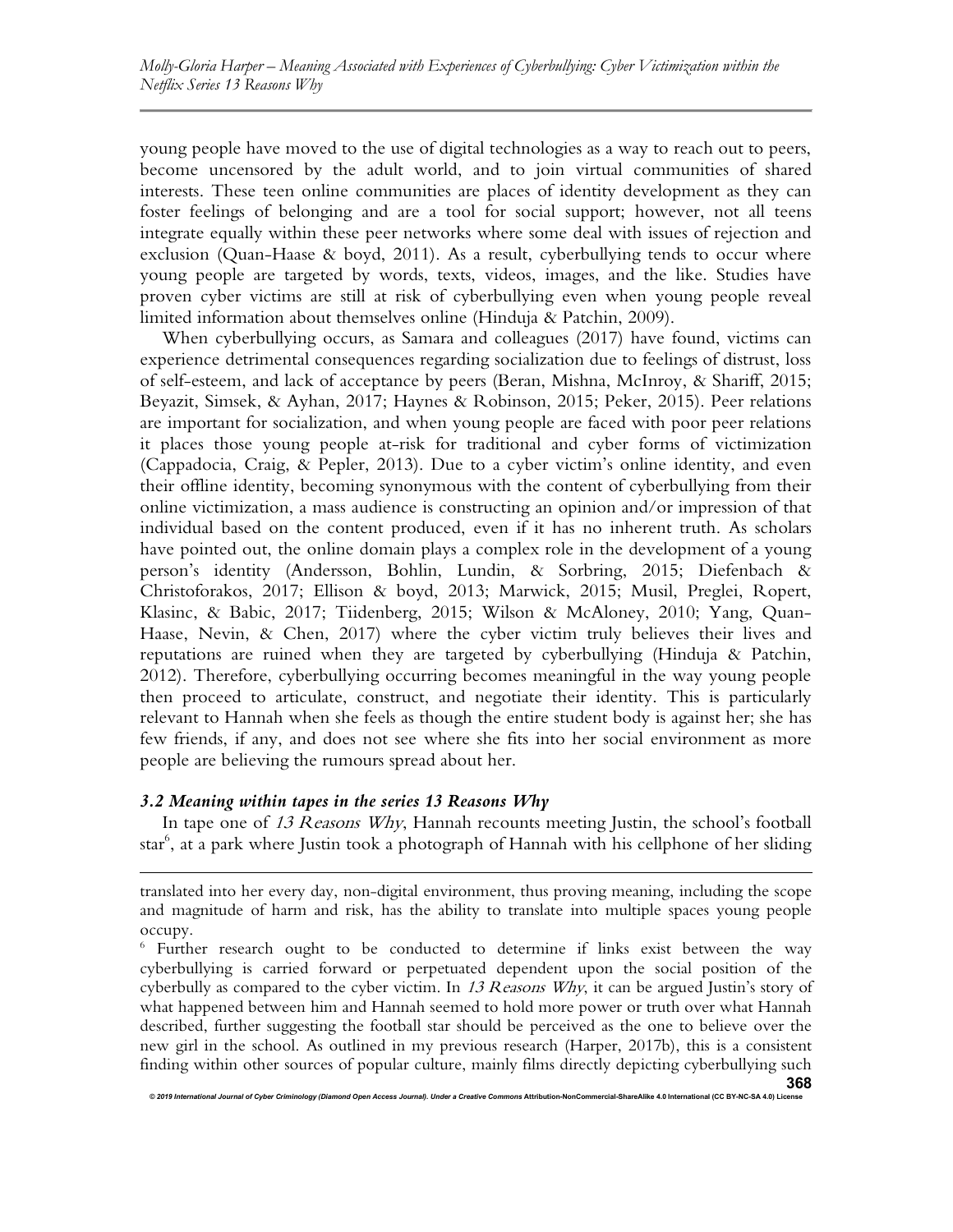young people have moved to the use of digital technologies as a way to reach out to peers, become uncensored by the adult world, and to join virtual communities of shared interests. These teen online communities are places of identity development as they can foster feelings of belonging and are a tool for social support; however, not all teens integrate equally within these peer networks where some deal with issues of rejection and exclusion (Quan-Haase & boyd, 2011). As a result, cyberbullying tends to occur where young people are targeted by words, texts, videos, images, and the like. Studies have proven cyber victims are still at risk of cyberbullying even when young people reveal limited information about themselves online (Hinduja & Patchin, 2009).

When cyberbullying occurs, as Samara and colleagues (2017) have found, victims can experience detrimental consequences regarding socialization due to feelings of distrust, loss of self-esteem, and lack of acceptance by peers (Beran, Mishna, McInroy, & Shariff, 2015; Beyazit, Simsek, & Ayhan, 2017; Haynes & Robinson, 2015; Peker, 2015). Peer relations are important for socialization, and when young people are faced with poor peer relations it places those young people at-risk for traditional and cyber forms of victimization (Cappadocia, Craig, & Pepler, 2013). Due to a cyber victim's online identity, and even their offline identity, becoming synonymous with the content of cyberbullying from their online victimization, a mass audience is constructing an opinion and/or impression of that individual based on the content produced, even if it has no inherent truth. As scholars have pointed out, the online domain plays a complex role in the development of a young person's identity (Andersson, Bohlin, Lundin, & Sorbring, 2015; Diefenbach & Christoforakos, 2017; Ellison & boyd, 2013; Marwick, 2015; Musil, Preglei, Ropert, Klasinc, & Babic, 2017; Tiidenberg, 2015; Wilson & McAloney, 2010; Yang, Quan-Haase, Nevin, & Chen, 2017) where the cyber victim truly believes their lives and reputations are ruined when they are targeted by cyberbullying (Hinduja & Patchin, 2012). Therefore, cyberbullying occurring becomes meaningful in the way young people then proceed to articulate, construct, and negotiate their identity. This is particularly relevant to Hannah when she feels as though the entire student body is against her; she has few friends, if any, and does not see where she fits into her social environment as more people are believing the rumours spread about her.

### *3.2 Meaning within tapes in the series 13 Reasons Why*

In tape one of *13 Reasons Why*, Hannah recounts meeting Justin, the school's football star[6], at a park where Justin took a photograph of Hannah with his cellphone of her sliding

---

translated into her every day, non-digital environment, thus proving meaning, including the scope and magnitude of harm and risk, has the ability to translate into multiple spaces young people occupy.

[6] Further research ought to be conducted to determine if links exist between the way cyberbullying is carried forward or perpetuated dependent upon the social position of the cyberbully as compared to the cyber victim. In *13 Reasons Why*, it can be argued Justin's story of what happened between him and Hannah seemed to hold more power or truth over what Hannah described, further suggesting the football star should be perceived as the one to believe over the new girl in the school. As outlined in my previous research (Harper, 2017b), this is a consistent finding within other sources of popular culture, mainly films directly depicting cyberbullying such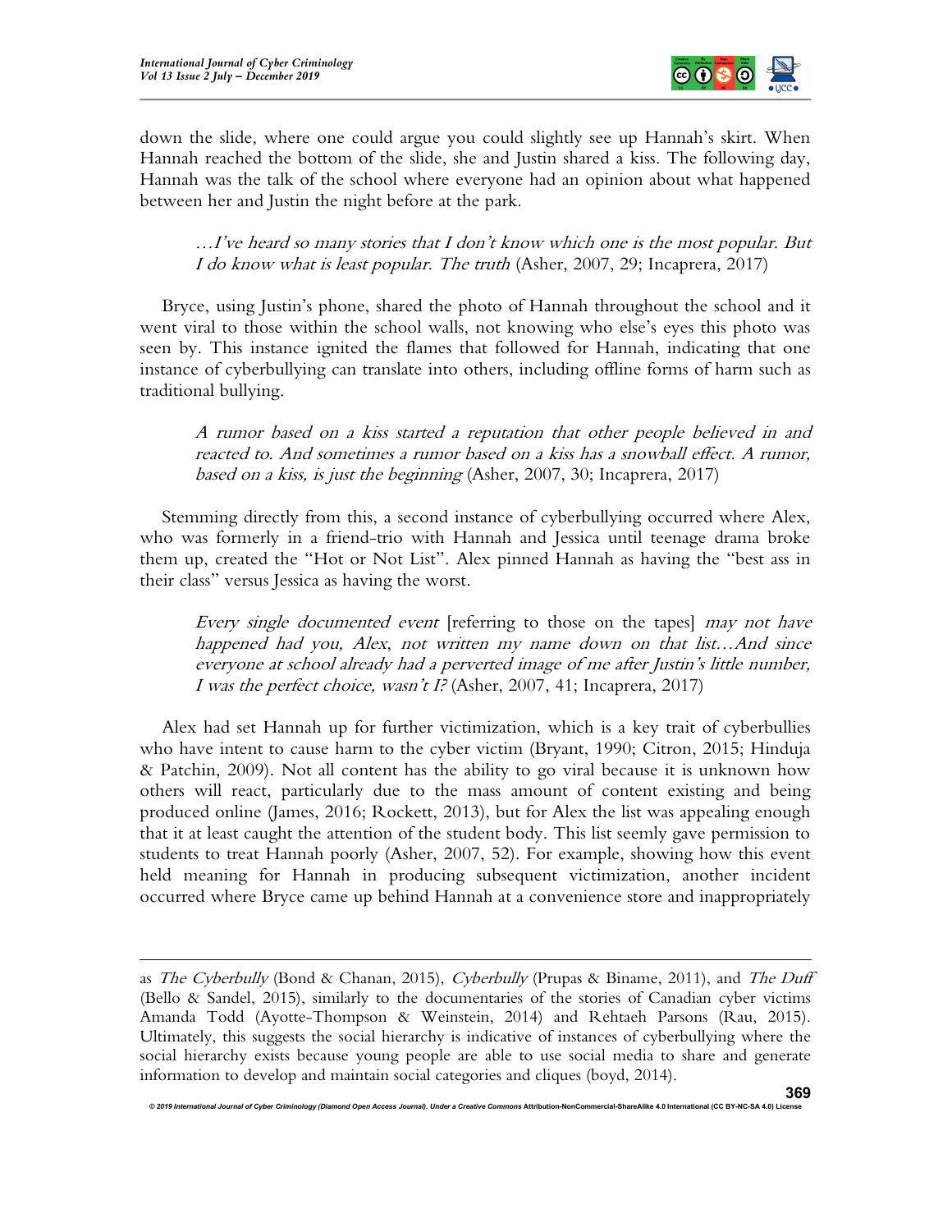down the slide, where one could argue you could slightly see up Hannah's skirt. When Hannah reached the bottom of the slide, she and Justin shared a kiss. The following day, Hannah was the talk of the school where everyone had an opinion about what happened between her and Justin the night before at the park.

> *…I've heard so many stories that I don't know which one is the most popular. But I do know what is least popular. The truth* (Asher, 2007, 29; Incaprera, 2017)

Bryce, using Justin's phone, shared the photo of Hannah throughout the school and it went viral to those within the school walls, not knowing who else's eyes this photo was seen by. This instance ignited the flames that followed for Hannah, indicating that one instance of cyberbullying can translate into others, including offline forms of harm such as traditional bullying.

> *A rumor based on a kiss started a reputation that other people believed in and reacted to. And sometimes a rumor based on a kiss has a snowball effect. A rumor, based on a kiss, is just the beginning* (Asher, 2007, 30; Incaprera, 2017)

Stemming directly from this, a second instance of cyberbullying occurred where Alex, who was formerly in a friend-trio with Hannah and Jessica until teenage drama broke them up, created the "Hot or Not List". Alex pinned Hannah as having the "best ass in their class" versus Jessica as having the worst.

> *Every single documented event* [referring to those on the tapes] *may not have happened had you, Alex, not written my name down on that list…And since everyone at school already had a perverted image of me after Justin's little number, I was the perfect choice, wasn't I?* (Asher, 2007, 41; Incaprera, 2017)

Alex had set Hannah up for further victimization, which is a key trait of cyberbullies who have intent to cause harm to the cyber victim (Bryant, 1990; Citron, 2015; Hinduja & Patchin, 2009). Not all content has the ability to go viral because it is unknown how others will react, particularly due to the mass amount of content existing and being produced online (James, 2016; Rockett, 2013), but for Alex the list was appealing enough that it at least caught the attention of the student body. This list seemly gave permission to students to treat Hannah poorly (Asher, 2007, 52). For example, showing how this event held meaning for Hannah in producing subsequent victimization, another incident occurred where Bryce came up behind Hannah at a convenience store and inappropriately

---

as *The Cyberbully* (Bond & Chanan, 2015), *Cyberbully* (Prupas & Biname, 2011), and *The Duff* (Bello & Sandel, 2015), similarly to the documentaries of the stories of Canadian cyber victims Amanda Todd (Ayotte-Thompson & Weinstein, 2014) and Rehtaeh Parsons (Rau, 2015). Ultimately, this suggests the social hierarchy is indicative of instances of cyberbullying where the social hierarchy exists because young people are able to use social media to share and generate information to develop and maintain social categories and cliques (boyd, 2014).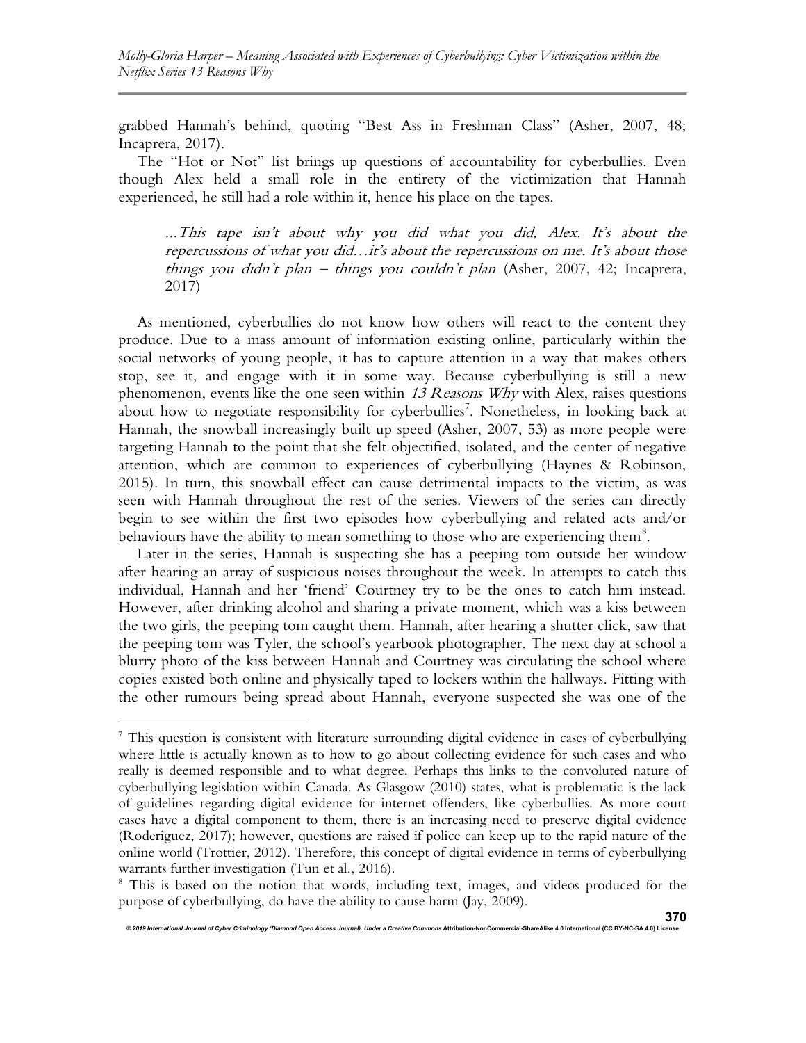grabbed Hannah's behind, quoting "Best Ass in Freshman Class" (Asher, 2007, 48; Incaprera, 2017).

The "Hot or Not" list brings up questions of accountability for cyberbullies. Even though Alex held a small role in the entirety of the victimization that Hannah experienced, he still had a role within it, hence his place on the tapes.

> *...This tape isn't about why you did what you did, Alex. It's about the repercussions of what you did…it's about the repercussions on me. It's about those things you didn't plan – things you couldn't plan* (Asher, 2007, 42; Incaprera, 2017)

As mentioned, cyberbullies do not know how others will react to the content they produce. Due to a mass amount of information existing online, particularly within the social networks of young people, it has to capture attention in a way that makes others stop, see it, and engage with it in some way. Because cyberbullying is still a new phenomenon, events like the one seen within *13 Reasons Why* with Alex, raises questions about how to negotiate responsibility for cyberbullies[7]. Nonetheless, in looking back at Hannah, the snowball increasingly built up speed (Asher, 2007, 53) as more people were targeting Hannah to the point that she felt objectified, isolated, and the center of negative attention, which are common to experiences of cyberbullying (Haynes & Robinson, 2015). In turn, this snowball effect can cause detrimental impacts to the victim, as was seen with Hannah throughout the rest of the series. Viewers of the series can directly begin to see within the first two episodes how cyberbullying and related acts and/or behaviours have the ability to mean something to those who are experiencing them[8].

Later in the series, Hannah is suspecting she has a peeping tom outside her window after hearing an array of suspicious noises throughout the week. In attempts to catch this individual, Hannah and her 'friend' Courtney try to be the ones to catch him instead. However, after drinking alcohol and sharing a private moment, which was a kiss between the two girls, the peeping tom caught them. Hannah, after hearing a shutter click, saw that the peeping tom was Tyler, the school's yearbook photographer. The next day at school a blurry photo of the kiss between Hannah and Courtney was circulating the school where copies existed both online and physically taped to lockers within the hallways. Fitting with the other rumours being spread about Hannah, everyone suspected she was one of the

---

[7] This question is consistent with literature surrounding digital evidence in cases of cyberbullying where little is actually known as to how to go about collecting evidence for such cases and who really is deemed responsible and to what degree. Perhaps this links to the convoluted nature of cyberbullying legislation within Canada. As Glasgow (2010) states, what is problematic is the lack of guidelines regarding digital evidence for internet offenders, like cyberbullies. As more court cases have a digital component to them, there is an increasing need to preserve digital evidence (Roderiguez, 2017); however, questions are raised if police can keep up to the rapid nature of the online world (Trottier, 2012). Therefore, this concept of digital evidence in terms of cyberbullying warrants further investigation (Tun et al., 2016).

[8] This is based on the notion that words, including text, images, and videos produced for the purpose of cyberbullying, do have the ability to cause harm (Jay, 2009).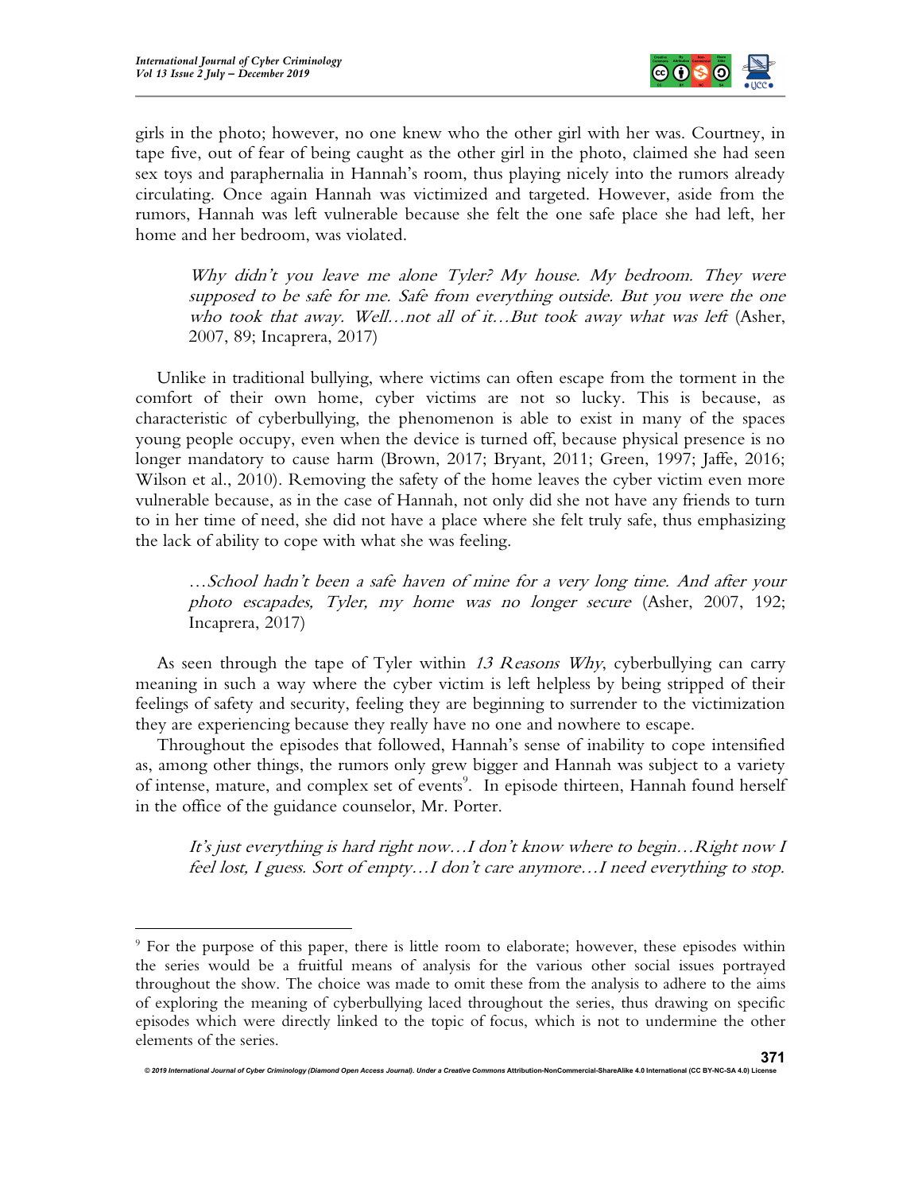girls in the photo; however, no one knew who the other girl with her was. Courtney, in tape five, out of fear of being caught as the other girl in the photo, claimed she had seen sex toys and paraphernalia in Hannah's room, thus playing nicely into the rumors already circulating. Once again Hannah was victimized and targeted. However, aside from the rumors, Hannah was left vulnerable because she felt the one safe place she had left, her home and her bedroom, was violated.

> *Why didn't you leave me alone Tyler? My house. My bedroom. They were supposed to be safe for me. Safe from everything outside. But you were the one who took that away. Well…not all of it…But took away what was left* (Asher, 2007, 89; Incaprera, 2017)

Unlike in traditional bullying, where victims can often escape from the torment in the comfort of their own home, cyber victims are not so lucky. This is because, as characteristic of cyberbullying, the phenomenon is able to exist in many of the spaces young people occupy, even when the device is turned off, because physical presence is no longer mandatory to cause harm (Brown, 2017; Bryant, 2011; Green, 1997; Jaffe, 2016; Wilson et al., 2010). Removing the safety of the home leaves the cyber victim even more vulnerable because, as in the case of Hannah, not only did she not have any friends to turn to in her time of need, she did not have a place where she felt truly safe, thus emphasizing the lack of ability to cope with what she was feeling.

> *…School hadn't been a safe haven of mine for a very long time. And after your photo escapades, Tyler, my home was no longer secure* (Asher, 2007, 192; Incaprera, 2017)

As seen through the tape of Tyler within *13 Reasons Why*, cyberbullying can carry meaning in such a way where the cyber victim is left helpless by being stripped of their feelings of safety and security, feeling they are beginning to surrender to the victimization they are experiencing because they really have no one and nowhere to escape.

Throughout the episodes that followed, Hannah's sense of inability to cope intensified as, among other things, the rumors only grew bigger and Hannah was subject to a variety of intense, mature, and complex set of events[9]. In episode thirteen, Hannah found herself in the office of the guidance counselor, Mr. Porter.

> *It's just everything is hard right now…I don't know where to begin…Right now I feel lost, I guess. Sort of empty…I don't care anymore…I need everything to stop.*

[9] For the purpose of this paper, there is little room to elaborate; however, these episodes within the series would be a fruitful means of analysis for the various other social issues portrayed throughout the show. The choice was made to omit these from the analysis to adhere to the aims of exploring the meaning of cyberbullying laced throughout the series, thus drawing on specific episodes which were directly linked to the topic of focus, which is not to undermine the other elements of the series.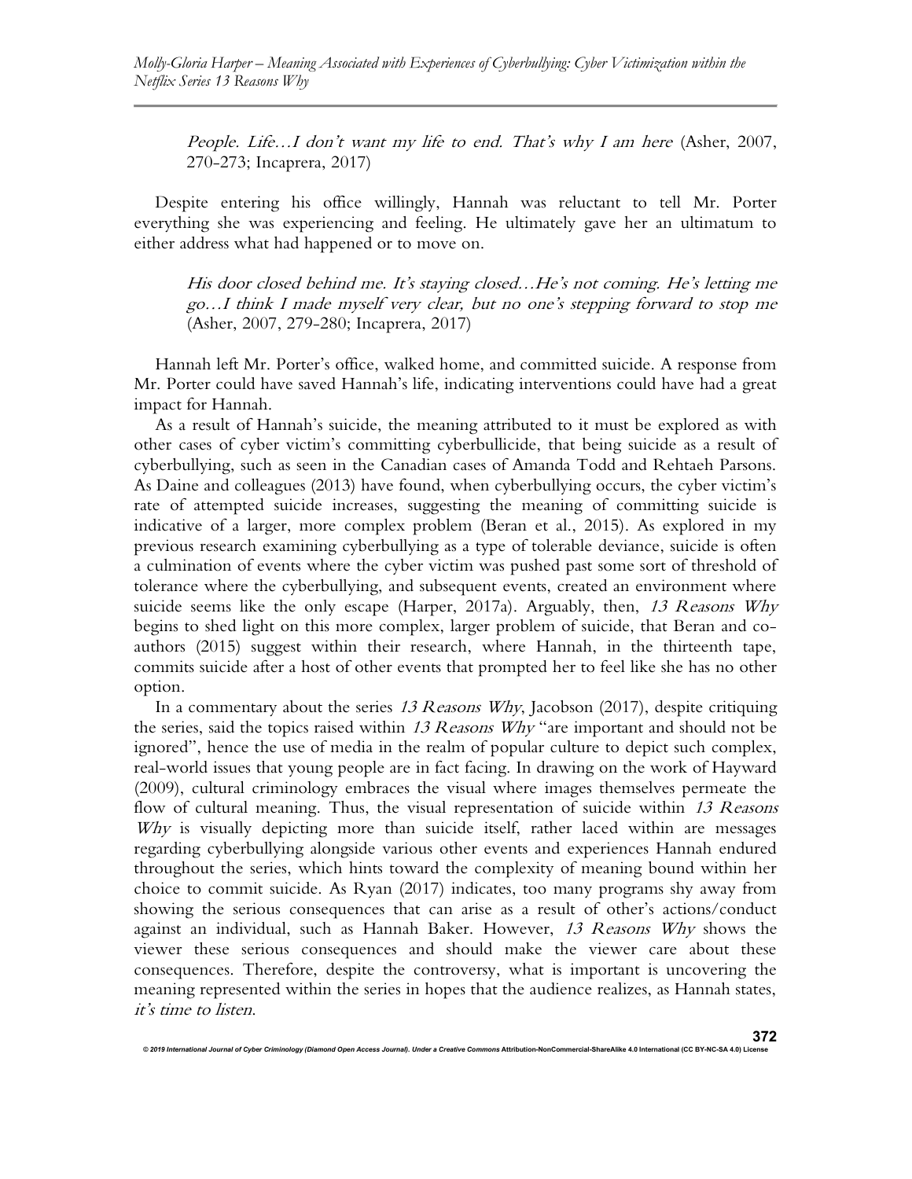*People. Life…I don't want my life to end. That's why I am here* (Asher, 2007, 270-273; Incaprera, 2017)

Despite entering his office willingly, Hannah was reluctant to tell Mr. Porter everything she was experiencing and feeling. He ultimately gave her an ultimatum to either address what had happened or to move on.

> *His door closed behind me. It's staying closed…He's not coming. He's letting me go…I think I made myself very clear, but no one's stepping forward to stop me* (Asher, 2007, 279-280; Incaprera, 2017)

Hannah left Mr. Porter's office, walked home, and committed suicide. A response from Mr. Porter could have saved Hannah's life, indicating interventions could have had a great impact for Hannah.

As a result of Hannah's suicide, the meaning attributed to it must be explored as with other cases of cyber victim's committing cyberbullicide, that being suicide as a result of cyberbullying, such as seen in the Canadian cases of Amanda Todd and Rehtaeh Parsons. As Daine and colleagues (2013) have found, when cyberbullying occurs, the cyber victim's rate of attempted suicide increases, suggesting the meaning of committing suicide is indicative of a larger, more complex problem (Beran et al., 2015). As explored in my previous research examining cyberbullying as a type of tolerable deviance, suicide is often a culmination of events where the cyber victim was pushed past some sort of threshold of tolerance where the cyberbullying, and subsequent events, created an environment where suicide seems like the only escape (Harper, 2017a). Arguably, then, *13 Reasons Why* begins to shed light on this more complex, larger problem of suicide, that Beran and co-authors (2015) suggest within their research, where Hannah, in the thirteenth tape, commits suicide after a host of other events that prompted her to feel like she has no other option.

In a commentary about the series *13 Reasons Why*, Jacobson (2017), despite critiquing the series, said the topics raised within *13 Reasons Why* "are important and should not be ignored", hence the use of media in the realm of popular culture to depict such complex, real-world issues that young people are in fact facing. In drawing on the work of Hayward (2009), cultural criminology embraces the visual where images themselves permeate the flow of cultural meaning. Thus, the visual representation of suicide within *13 Reasons Why* is visually depicting more than suicide itself, rather laced within are messages regarding cyberbullying alongside various other events and experiences Hannah endured throughout the series, which hints toward the complexity of meaning bound within her choice to commit suicide. As Ryan (2017) indicates, too many programs shy away from showing the serious consequences that can arise as a result of other's actions/conduct against an individual, such as Hannah Baker. However, *13 Reasons Why* shows the viewer these serious consequences and should make the viewer care about these consequences. Therefore, despite the controversy, what is important is uncovering the meaning represented within the series in hopes that the audience realizes, as Hannah states, *it's time to listen*.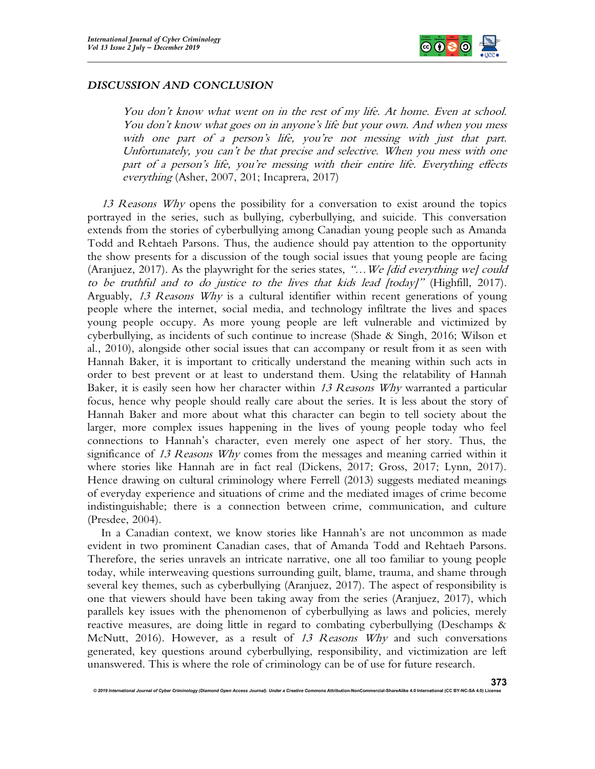## *DISCUSSION AND CONCLUSION*

> *You don't know what went on in the rest of my life. At home. Even at school. You don't know what goes on in anyone's life but your own. And when you mess with one part of a person's life, you're not messing with just that part. Unfortunately, you can't be that precise and selective. When you mess with one part of a person's life, you're messing with their entire life. Everything effects everything* (Asher, 2007, 201; Incaprera, 2017)

*13 Reasons Why* opens the possibility for a conversation to exist around the topics portrayed in the series, such as bullying, cyberbullying, and suicide. This conversation extends from the stories of cyberbullying among Canadian young people such as Amanda Todd and Rehtaeh Parsons. Thus, the audience should pay attention to the opportunity the show presents for a discussion of the tough social issues that young people are facing (Aranjuez, 2017). As the playwright for the series states, *"…We [did everything we] could to be truthful and to do justice to the lives that kids lead [today]"* (Highfill, 2017). Arguably, *13 Reasons Why* is a cultural identifier within recent generations of young people where the internet, social media, and technology infiltrate the lives and spaces young people occupy. As more young people are left vulnerable and victimized by cyberbullying, as incidents of such continue to increase (Shade & Singh, 2016; Wilson et al., 2010), alongside other social issues that can accompany or result from it as seen with Hannah Baker, it is important to critically understand the meaning within such acts in order to best prevent or at least to understand them. Using the relatability of Hannah Baker, it is easily seen how her character within *13 Reasons Why* warranted a particular focus, hence why people should really care about the series. It is less about the story of Hannah Baker and more about what this character can begin to tell society about the larger, more complex issues happening in the lives of young people today who feel connections to Hannah's character, even merely one aspect of her story. Thus, the significance of *13 Reasons Why* comes from the messages and meaning carried within it where stories like Hannah are in fact real (Dickens, 2017; Gross, 2017; Lynn, 2017). Hence drawing on cultural criminology where Ferrell (2013) suggests mediated meanings of everyday experience and situations of crime and the mediated images of crime become indistinguishable; there is a connection between crime, communication, and culture (Presdee, 2004).

In a Canadian context, we know stories like Hannah's are not uncommon as made evident in two prominent Canadian cases, that of Amanda Todd and Rehtaeh Parsons. Therefore, the series unravels an intricate narrative, one all too familiar to young people today, while interweaving questions surrounding guilt, blame, trauma, and shame through several key themes, such as cyberbullying (Aranjuez, 2017). The aspect of responsibility is one that viewers should have been taking away from the series (Aranjuez, 2017), which parallels key issues with the phenomenon of cyberbullying as laws and policies, merely reactive measures, are doing little in regard to combating cyberbullying (Deschamps & McNutt, 2016). However, as a result of *13 Reasons Why* and such conversations generated, key questions around cyberbullying, responsibility, and victimization are left unanswered. This is where the role of criminology can be of use for future research.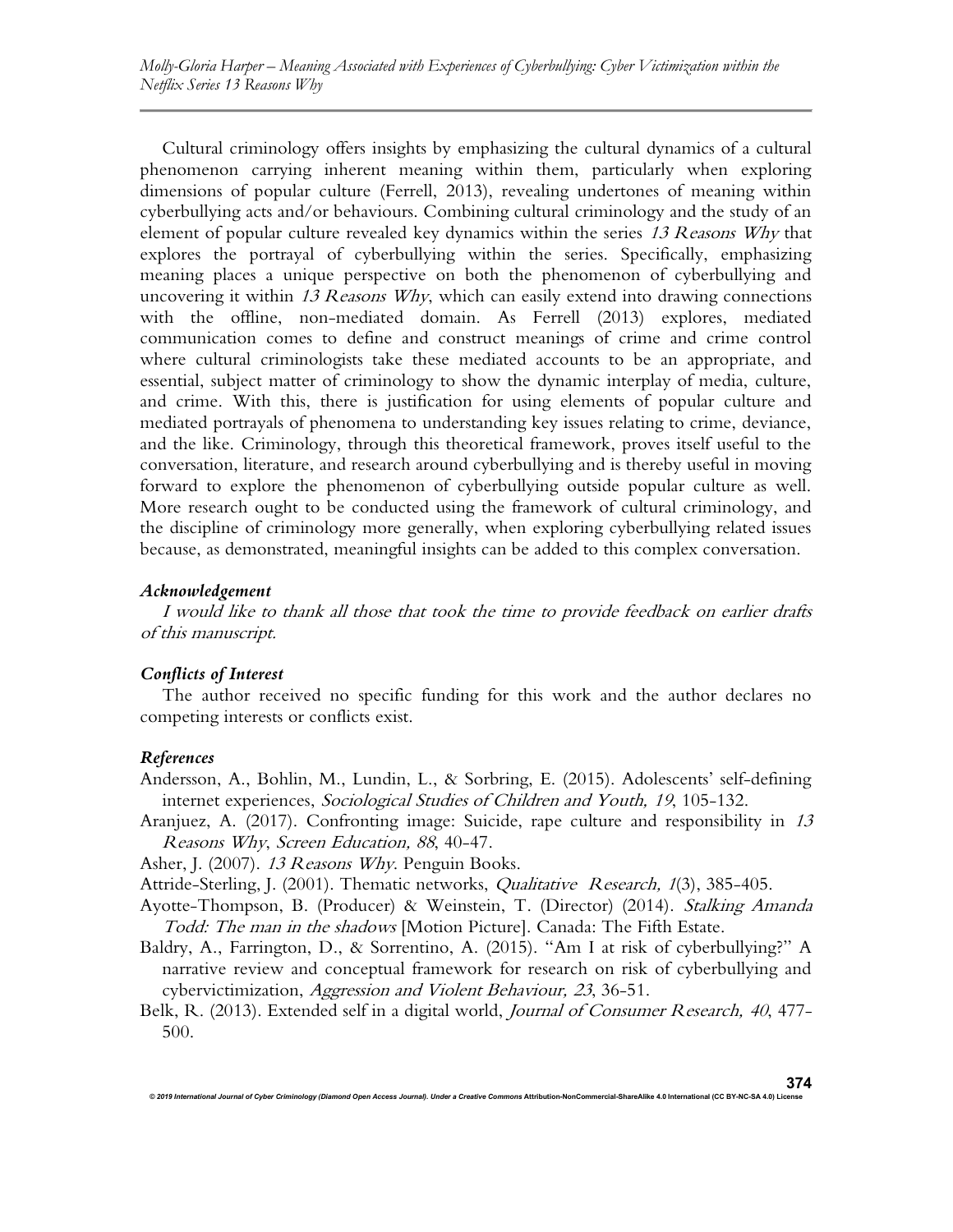Cultural criminology offers insights by emphasizing the cultural dynamics of a cultural phenomenon carrying inherent meaning within them, particularly when exploring dimensions of popular culture (Ferrell, 2013), revealing undertones of meaning within cyberbullying acts and/or behaviours. Combining cultural criminology and the study of an element of popular culture revealed key dynamics within the series *13 Reasons Why* that explores the portrayal of cyberbullying within the series. Specifically, emphasizing meaning places a unique perspective on both the phenomenon of cyberbullying and uncovering it within *13 Reasons Why*, which can easily extend into drawing connections with the offline, non-mediated domain. As Ferrell (2013) explores, mediated communication comes to define and construct meanings of crime and crime control where cultural criminologists take these mediated accounts to be an appropriate, and essential, subject matter of criminology to show the dynamic interplay of media, culture, and crime. With this, there is justification for using elements of popular culture and mediated portrayals of phenomena to understanding key issues relating to crime, deviance, and the like. Criminology, through this theoretical framework, proves itself useful to the conversation, literature, and research around cyberbullying and is thereby useful in moving forward to explore the phenomenon of cyberbullying outside popular culture as well. More research ought to be conducted using the framework of cultural criminology, and the discipline of criminology more generally, when exploring cyberbullying related issues because, as demonstrated, meaningful insights can be added to this complex conversation.

### *Acknowledgement*

*I would like to thank all those that took the time to provide feedback on earlier drafts of this manuscript.*

### *Conflicts of Interest*

The author received no specific funding for this work and the author declares no competing interests or conflicts exist.

### *References*

Andersson, A., Bohlin, M., Lundin, L., & Sorbring, E. (2015). Adolescents' self-defining internet experiences, *Sociological Studies of Children and Youth, 19*, 105-132.

Aranjuez, A. (2017). Confronting image: Suicide, rape culture and responsibility in *13 Reasons Why*, *Screen Education, 88*, 40-47.

Asher, J. (2007). *13 Reasons Why*. Penguin Books.

Attride-Sterling, J. (2001). Thematic networks, *Qualitative Research, 1*(3), 385-405.

Ayotte-Thompson, B. (Producer) & Weinstein, T. (Director) (2014). *Stalking Amanda Todd: The man in the shadows* [Motion Picture]. Canada: The Fifth Estate.

Baldry, A., Farrington, D., & Sorrentino, A. (2015). "Am I at risk of cyberbullying?" A narrative review and conceptual framework for research on risk of cyberbullying and cybervictimization, *Aggression and Violent Behaviour, 23*, 36-51.

Belk, R. (2013). Extended self in a digital world, *Journal of Consumer Research, 40*, 477-500.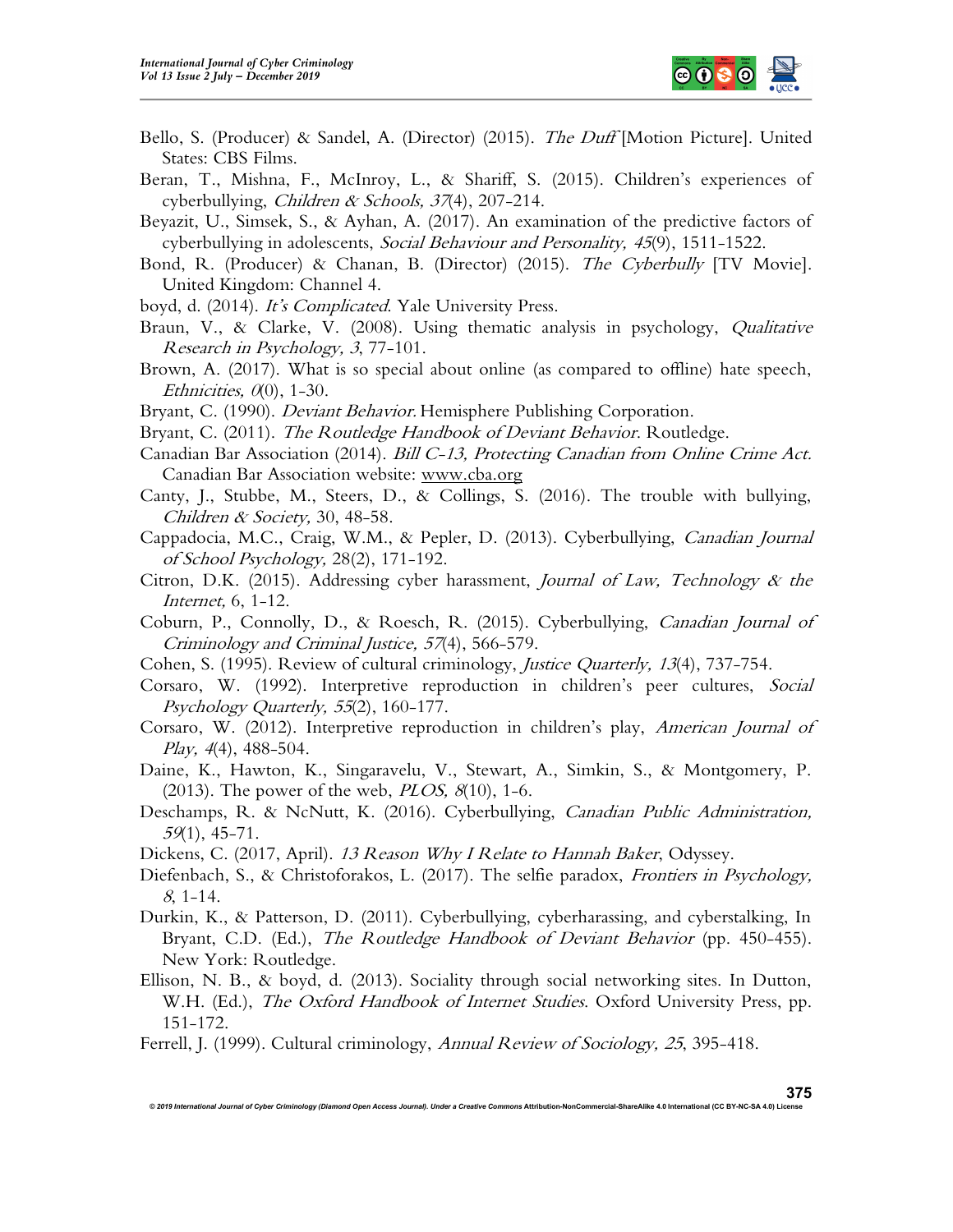Bello, S. (Producer) & Sandel, A. (Director) (2015). *The Duff* [Motion Picture]. United States: CBS Films.

Beran, T., Mishna, F., McInroy, L., & Shariff, S. (2015). Children's experiences of cyberbullying, *Children & Schools, 37*(4), 207-214.

Beyazit, U., Simsek, S., & Ayhan, A. (2017). An examination of the predictive factors of cyberbullying in adolescents, *Social Behaviour and Personality, 45*(9), 1511-1522.

Bond, R. (Producer) & Chanan, B. (Director) (2015). *The Cyberbully* [TV Movie]. United Kingdom: Channel 4.

boyd, d. (2014). *It's Complicated*. Yale University Press.

Braun, V., & Clarke, V. (2008). Using thematic analysis in psychology, *Qualitative Research in Psychology, 3*, 77-101.

Brown, A. (2017). What is so special about online (as compared to offline) hate speech, *Ethnicities, 0*(0), 1-30.

Bryant, C. (1990). *Deviant Behavior.* Hemisphere Publishing Corporation.

Bryant, C. (2011). *The Routledge Handbook of Deviant Behavior*. Routledge.

Canadian Bar Association (2014). *Bill C-13, Protecting Canadian from Online Crime Act.* Canadian Bar Association website: www.cba.org

Canty, J., Stubbe, M., Steers, D., & Collings, S. (2016). The trouble with bullying, *Children & Society,* 30, 48-58.

Cappadocia, M.C., Craig, W.M., & Pepler, D. (2013). Cyberbullying, *Canadian Journal of School Psychology,* 28(2), 171-192.

Citron, D.K. (2015). Addressing cyber harassment, *Journal of Law, Technology & the Internet,* 6, 1-12.

Coburn, P., Connolly, D., & Roesch, R. (2015). Cyberbullying, *Canadian Journal of Criminology and Criminal Justice, 57*(4), 566-579.

Cohen, S. (1995). Review of cultural criminology, *Justice Quarterly, 13*(4), 737-754.

Corsaro, W. (1992). Interpretive reproduction in children's peer cultures, *Social Psychology Quarterly, 55*(2), 160-177.

Corsaro, W. (2012). Interpretive reproduction in children's play, *American Journal of Play, 4*(4), 488-504.

Daine, K., Hawton, K., Singaravelu, V., Stewart, A., Simkin, S., & Montgomery, P. (2013). The power of the web, *PLOS, 8*(10), 1-6.

Deschamps, R. & NcNutt, K. (2016). Cyberbullying, *Canadian Public Administration, 59*(1), 45-71.

Dickens, C. (2017, April). *13 Reason Why I Relate to Hannah Baker*, Odyssey.

Diefenbach, S., & Christoforakos, L. (2017). The selfie paradox, *Frontiers in Psychology, 8*, 1-14.

Durkin, K., & Patterson, D. (2011). Cyberbullying, cyberharassing, and cyberstalking, In Bryant, C.D. (Ed.), *The Routledge Handbook of Deviant Behavior* (pp. 450-455). New York: Routledge.

Ellison, N. B., & boyd, d. (2013). Sociality through social networking sites. In Dutton, W.H. (Ed.), *The Oxford Handbook of Internet Studies*. Oxford University Press, pp. 151-172.

Ferrell, J. (1999). Cultural criminology, *Annual Review of Sociology, 25*, 395-418.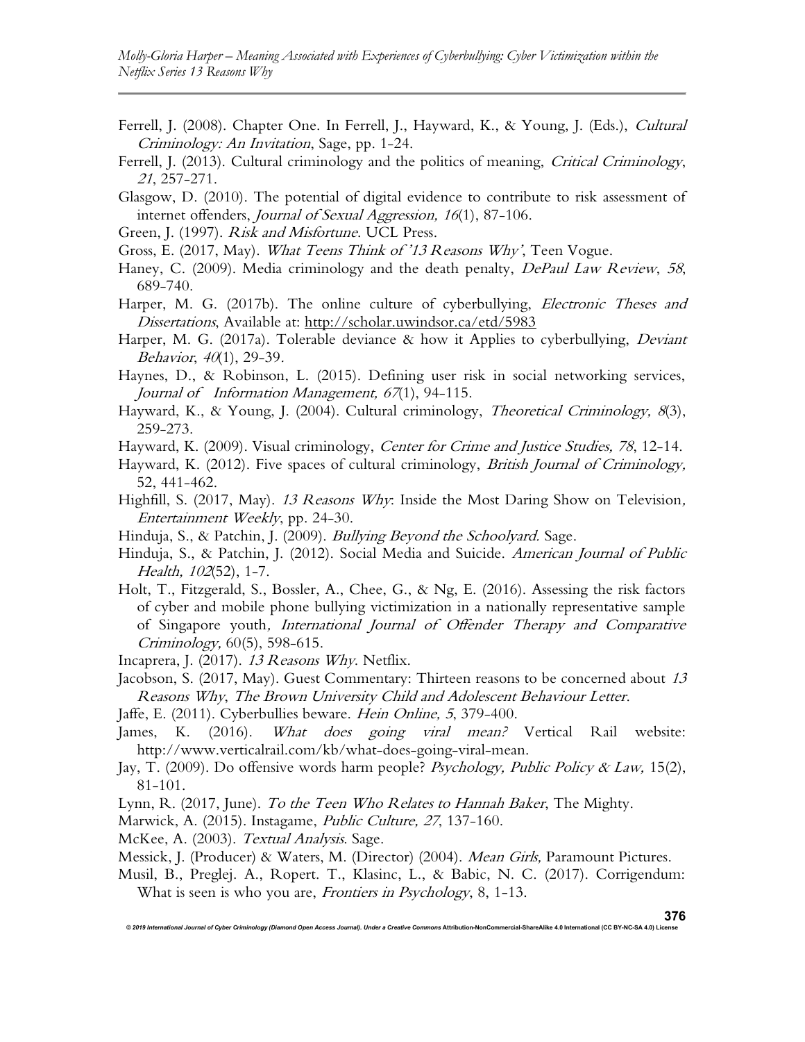Ferrell, J. (2008). Chapter One. In Ferrell, J., Hayward, K., & Young, J. (Eds.), *Cultural Criminology: An Invitation*, Sage, pp. 1-24.

Ferrell, J. (2013). Cultural criminology and the politics of meaning, *Critical Criminology*, *21*, 257-271.

Glasgow, D. (2010). The potential of digital evidence to contribute to risk assessment of internet offenders, *Journal of Sexual Aggression, 16*(1), 87-106.

Green, J. (1997). *Risk and Misfortune*. UCL Press.

Gross, E. (2017, May). *What Teens Think of '13 Reasons Why'*, Teen Vogue.

Haney, C. (2009). Media criminology and the death penalty, *DePaul Law Review*, *58*, 689-740.

Harper, M. G. (2017b). The online culture of cyberbullying, *Electronic Theses and Dissertations*, Available at: http://scholar.uwindsor.ca/etd/5983

Harper, M. G. (2017a). Tolerable deviance & how it Applies to cyberbullying, *Deviant Behavior*, *40*(1), 29-39.

Haynes, D., & Robinson, L. (2015). Defining user risk in social networking services, *Journal of Information Management, 67*(1), 94-115.

Hayward, K., & Young, J. (2004). Cultural criminology, *Theoretical Criminology, 8*(3), 259-273.

Hayward, K. (2009). Visual criminology, *Center for Crime and Justice Studies, 78*, 12-14.

Hayward, K. (2012). Five spaces of cultural criminology, *British Journal of Criminology,* 52, 441-462.

Highfill, S. (2017, May). *13 Reasons Why*: Inside the Most Daring Show on Television, *Entertainment Weekly*, pp. 24-30.

Hinduja, S., & Patchin, J. (2009). *Bullying Beyond the Schoolyard.* Sage.

Hinduja, S., & Patchin, J. (2012). Social Media and Suicide. *American Journal of Public Health, 102*(52), 1-7.

Holt, T., Fitzgerald, S., Bossler, A., Chee, G., & Ng, E. (2016). Assessing the risk factors of cyber and mobile phone bullying victimization in a nationally representative sample of Singapore youth, *International Journal of Offender Therapy and Comparative Criminology,* 60(5), 598-615.

Incaprera, J. (2017). *13 Reasons Why*. Netflix.

Jacobson, S. (2017, May). Guest Commentary: Thirteen reasons to be concerned about *13 Reasons Why*, *The Brown University Child and Adolescent Behaviour Letter*.

Jaffe, E. (2011). Cyberbullies beware. *Hein Online, 5*, 379-400.

James, K. (2016). *What does going viral mean?* Vertical Rail website: http://www.verticalrail.com/kb/what-does-going-viral-mean.

Jay, T. (2009). Do offensive words harm people? *Psychology, Public Policy & Law,* 15(2), 81-101.

Lynn, R. (2017, June). *To the Teen Who Relates to Hannah Baker*, The Mighty.

Marwick, A. (2015). Instagame, *Public Culture, 27*, 137-160.

McKee, A. (2003). *Textual Analysis*. Sage.

Messick, J. (Producer) & Waters, M. (Director) (2004). *Mean Girls,* Paramount Pictures.

Musil, B., Preglej. A., Ropert. T., Klasinc, L., & Babic, N. C. (2017). Corrigendum: What is seen is who you are, *Frontiers in Psychology*, 8, 1-13.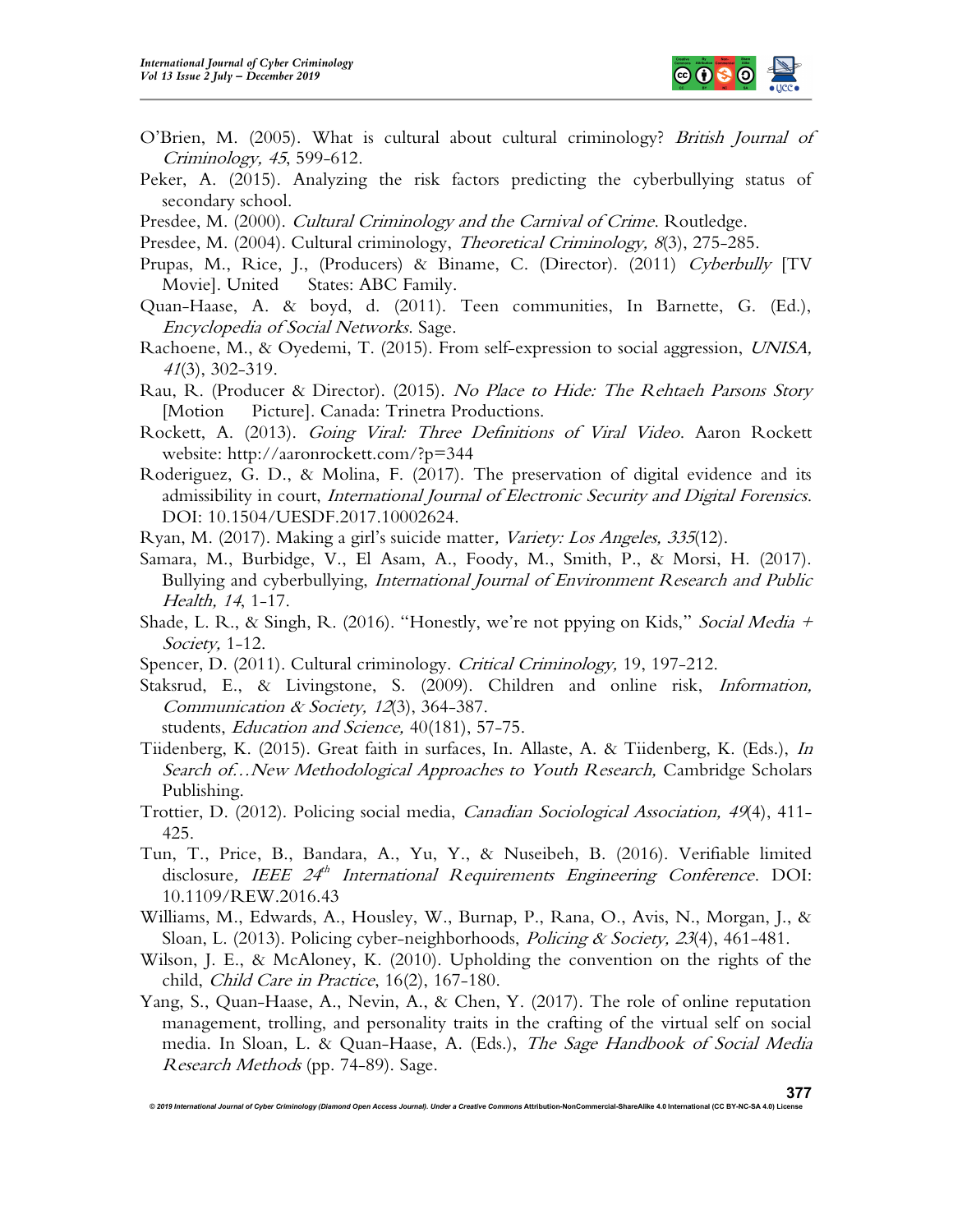O'Brien, M. (2005). What is cultural about cultural criminology? *British Journal of Criminology, 45*, 599-612.

Peker, A. (2015). Analyzing the risk factors predicting the cyberbullying status of secondary school.

Presdee, M. (2000). *Cultural Criminology and the Carnival of Crime*. Routledge.

Presdee, M. (2004). Cultural criminology, *Theoretical Criminology, 8*(3), 275-285.

Prupas, M., Rice, J., (Producers) & Biname, C. (Director). (2011) *Cyberbully* [TV Movie]. United States: ABC Family.

Quan-Haase, A. & boyd, d. (2011). Teen communities, In Barnette, G. (Ed.), *Encyclopedia of Social Networks*. Sage.

Rachoene, M., & Oyedemi, T. (2015). From self-expression to social aggression, *UNISA, 41*(3), 302-319.

Rau, R. (Producer & Director). (2015). *No Place to Hide: The Rehtaeh Parsons Story* [Motion Picture]. Canada: Trinetra Productions.

Rockett, A. (2013). *Going Viral: Three Definitions of Viral Video*. Aaron Rockett website: http://aaronrockett.com/?p=344

Roderiguez, G. D., & Molina, F. (2017). The preservation of digital evidence and its admissibility in court, *International Journal of Electronic Security and Digital Forensics*. DOI: 10.1504/UESDF.2017.10002624.

Ryan, M. (2017). Making a girl's suicide matter, *Variety: Los Angeles, 335*(12).

Samara, M., Burbidge, V., El Asam, A., Foody, M., Smith, P., & Morsi, H. (2017). Bullying and cyberbullying, *International Journal of Environment Research and Public Health, 14*, 1-17.

Shade, L. R., & Singh, R. (2016). "Honestly, we're not ppying on Kids," *Social Media + Society*, 1-12.

Spencer, D. (2011). Cultural criminology. *Critical Criminology,* 19, 197-212.

Staksrud, E., & Livingstone, S. (2009). Children and online risk, *Information, Communication & Society, 12*(3), 364-387.

students, *Education and Science,* 40(181), 57-75.

Tiidenberg, K. (2015). Great faith in surfaces, In. Allaste, A. & Tiidenberg, K. (Eds.), *In Search of…New Methodological Approaches to Youth Research,* Cambridge Scholars Publishing.

Trottier, D. (2012). Policing social media, *Canadian Sociological Association, 49*(4), 411-425.

Tun, T., Price, B., Bandara, A., Yu, Y., & Nuseibeh, B. (2016). Verifiable limited disclosure, *IEEE 24th International Requirements Engineering Conference*. DOI: 10.1109/REW.2016.43

Williams, M., Edwards, A., Housley, W., Burnap, P., Rana, O., Avis, N., Morgan, J., & Sloan, L. (2013). Policing cyber-neighborhoods, *Policing & Society, 23*(4), 461-481.

Wilson, J. E., & McAloney, K. (2010). Upholding the convention on the rights of the child, *Child Care in Practice*, 16(2), 167-180.

Yang, S., Quan-Haase, A., Nevin, A., & Chen, Y. (2017). The role of online reputation management, trolling, and personality traits in the crafting of the virtual self on social media. In Sloan, L. & Quan-Haase, A. (Eds.), *The Sage Handbook of Social Media Research Methods* (pp. 74-89). Sage.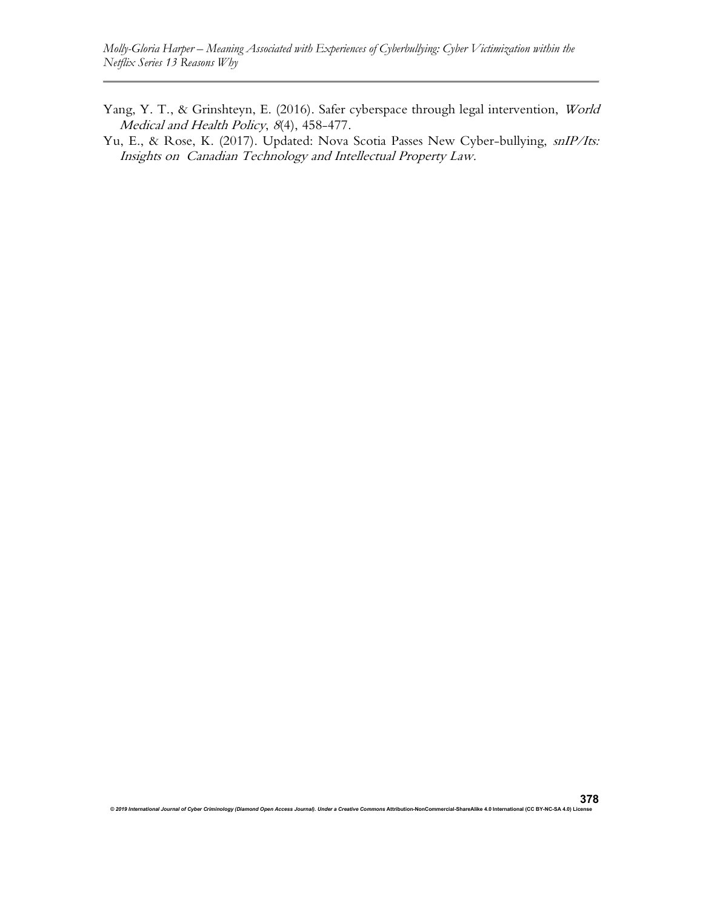Yang, Y. T., & Grinshteyn, E. (2016). Safer cyberspace through legal intervention, *World Medical and Health Policy*, *8*(4), 458-477.

Yu, E., & Rose, K. (2017). Updated: Nova Scotia Passes New Cyber-bullying, *snIP/Its: Insights on Canadian Technology and Intellectual Property Law*.